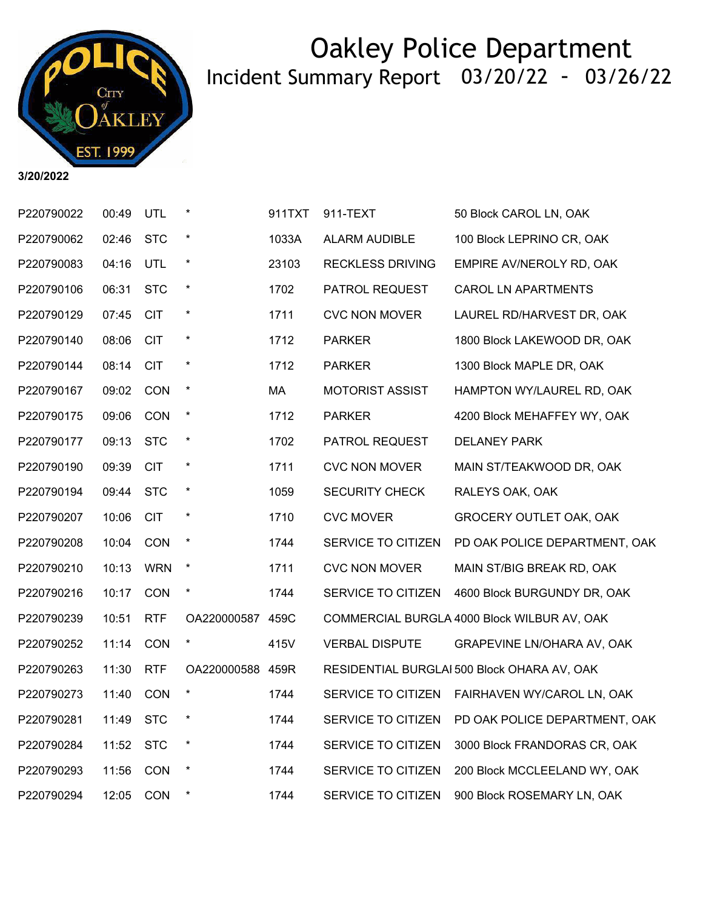# Oakley Police Department

## Incident Summary Report 03/20/22 - 03/26/22

**3/20/2022**

| | | | | | | |
|---|---|---|---|---|---|---|
| P220790022 | 00:49 | UTL | * | 911TXT | 911-TEXT | 50 Block CAROL LN, OAK |
| P220790062 | 02:46 | STC | * | 1033A | ALARM AUDIBLE | 100 Block LEPRINO CR, OAK |
| P220790083 | 04:16 | UTL | * | 23103 | RECKLESS DRIVING | EMPIRE AV/NEROLY RD, OAK |
| P220790106 | 06:31 | STC | * | 1702 | PATROL REQUEST | CAROL LN APARTMENTS |
| P220790129 | 07:45 | CIT | * | 1711 | CVC NON MOVER | LAUREL RD/HARVEST DR, OAK |
| P220790140 | 08:06 | CIT | * | 1712 | PARKER | 1800 Block LAKEWOOD DR, OAK |
| P220790144 | 08:14 | CIT | * | 1712 | PARKER | 1300 Block MAPLE DR, OAK |
| P220790167 | 09:02 | CON | * | MA | MOTORIST ASSIST | HAMPTON WY/LAUREL RD, OAK |
| P220790175 | 09:06 | CON | * | 1712 | PARKER | 4200 Block MEHAFFEY WY, OAK |
| P220790177 | 09:13 | STC | * | 1702 | PATROL REQUEST | DELANEY PARK |
| P220790190 | 09:39 | CIT | * | 1711 | CVC NON MOVER | MAIN ST/TEAKWOOD DR, OAK |
| P220790194 | 09:44 | STC | * | 1059 | SECURITY CHECK | RALEYS OAK, OAK |
| P220790207 | 10:06 | CIT | * | 1710 | CVC MOVER | GROCERY OUTLET OAK, OAK |
| P220790208 | 10:04 | CON | * | 1744 | SERVICE TO CITIZEN | PD OAK POLICE DEPARTMENT, OAK |
| P220790210 | 10:13 | WRN | * | 1711 | CVC NON MOVER | MAIN ST/BIG BREAK RD, OAK |
| P220790216 | 10:17 | CON | * | 1744 | SERVICE TO CITIZEN | 4600 Block BURGUNDY DR, OAK |
| P220790239 | 10:51 | RTF | OA220000587 | 459C | COMMERCIAL BURGLA | 4000 Block WILBUR AV, OAK |
| P220790252 | 11:14 | CON | * | 415V | VERBAL DISPUTE | GRAPEVINE LN/OHARA AV, OAK |
| P220790263 | 11:30 | RTF | OA220000588 | 459R | RESIDENTIAL BURGLAI | 500 Block OHARA AV, OAK |
| P220790273 | 11:40 | CON | * | 1744 | SERVICE TO CITIZEN | FAIRHAVEN WY/CAROL LN, OAK |
| P220790281 | 11:49 | STC | * | 1744 | SERVICE TO CITIZEN | PD OAK POLICE DEPARTMENT, OAK |
| P220790284 | 11:52 | STC | * | 1744 | SERVICE TO CITIZEN | 3000 Block FRANDORAS CR, OAK |
| P220790293 | 11:56 | CON | * | 1744 | SERVICE TO CITIZEN | 200 Block MCCLEELAND WY, OAK |
| P220790294 | 12:05 | CON | * | 1744 | SERVICE TO CITIZEN | 900 Block ROSEMARY LN, OAK |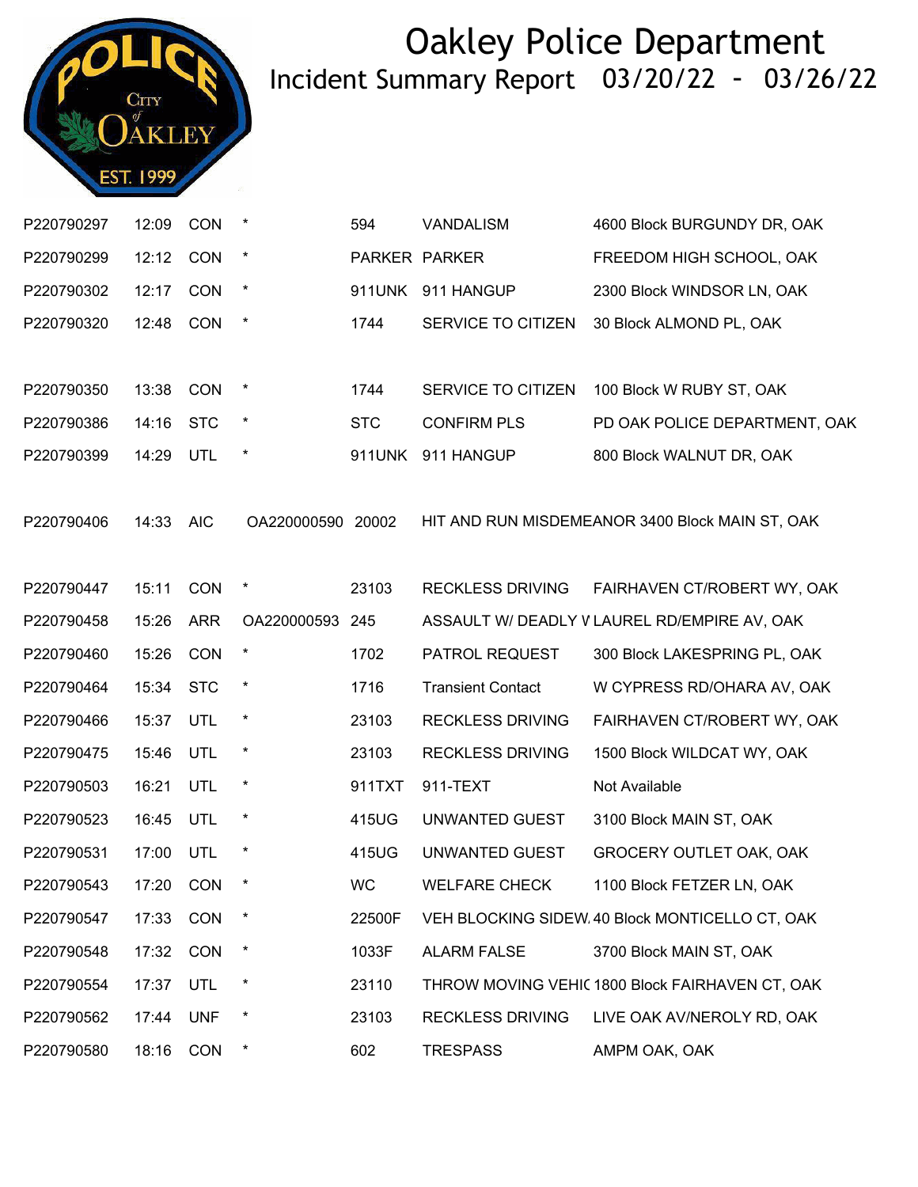# Oakley Police Department

## Incident Summary Report 03/20/22 - 03/26/22

| | | | | | | |
|---|---|---|---|---|---|---|
| P220790297 | 12:09 | CON | * | 594 | VANDALISM | 4600 Block BURGUNDY DR, OAK |
| P220790299 | 12:12 | CON | * | PARKER | PARKER | FREEDOM HIGH SCHOOL, OAK |
| P220790302 | 12:17 | CON | * | 911UNK | 911 HANGUP | 2300 Block WINDSOR LN, OAK |
| P220790320 | 12:48 | CON | * | 1744 | SERVICE TO CITIZEN | 30 Block ALMOND PL, OAK |
| P220790350 | 13:38 | CON | * | 1744 | SERVICE TO CITIZEN | 100 Block W RUBY ST, OAK |
| P220790386 | 14:16 | STC | * | STC | CONFIRM PLS | PD OAK POLICE DEPARTMENT, OAK |
| P220790399 | 14:29 | UTL | * | 911UNK | 911 HANGUP | 800 Block WALNUT DR, OAK |
| P220790406 | 14:33 | AIC | OA220000590 | 20002 | HIT AND RUN MISDEMEANOR | 3400 Block MAIN ST, OAK |
| P220790447 | 15:11 | CON | * | 23103 | RECKLESS DRIVING | FAIRHAVEN CT/ROBERT WY, OAK |
| P220790458 | 15:26 | ARR | OA220000593 | 245 | ASSAULT W/ DEADLY V | LAUREL RD/EMPIRE AV, OAK |
| P220790460 | 15:26 | CON | * | 1702 | PATROL REQUEST | 300 Block LAKESPRING PL, OAK |
| P220790464 | 15:34 | STC | * | 1716 | Transient Contact | W CYPRESS RD/OHARA AV, OAK |
| P220790466 | 15:37 | UTL | * | 23103 | RECKLESS DRIVING | FAIRHAVEN CT/ROBERT WY, OAK |
| P220790475 | 15:46 | UTL | * | 23103 | RECKLESS DRIVING | 1500 Block WILDCAT WY, OAK |
| P220790503 | 16:21 | UTL | * | 911TXT | 911-TEXT | Not Available |
| P220790523 | 16:45 | UTL | * | 415UG | UNWANTED GUEST | 3100 Block MAIN ST, OAK |
| P220790531 | 17:00 | UTL | * | 415UG | UNWANTED GUEST | GROCERY OUTLET OAK, OAK |
| P220790543 | 17:20 | CON | * | WC | WELFARE CHECK | 1100 Block FETZER LN, OAK |
| P220790547 | 17:33 | CON | * | 22500F | VEH BLOCKING SIDEW. | 40 Block MONTICELLO CT, OAK |
| P220790548 | 17:32 | CON | * | 1033F | ALARM FALSE | 3700 Block MAIN ST, OAK |
| P220790554 | 17:37 | UTL | * | 23110 | THROW MOVING VEHIC | 1800 Block FAIRHAVEN CT, OAK |
| P220790562 | 17:44 | UNF | * | 23103 | RECKLESS DRIVING | LIVE OAK AV/NEROLY RD, OAK |
| P220790580 | 18:16 | CON | * | 602 | TRESPASS | AMPM OAK, OAK |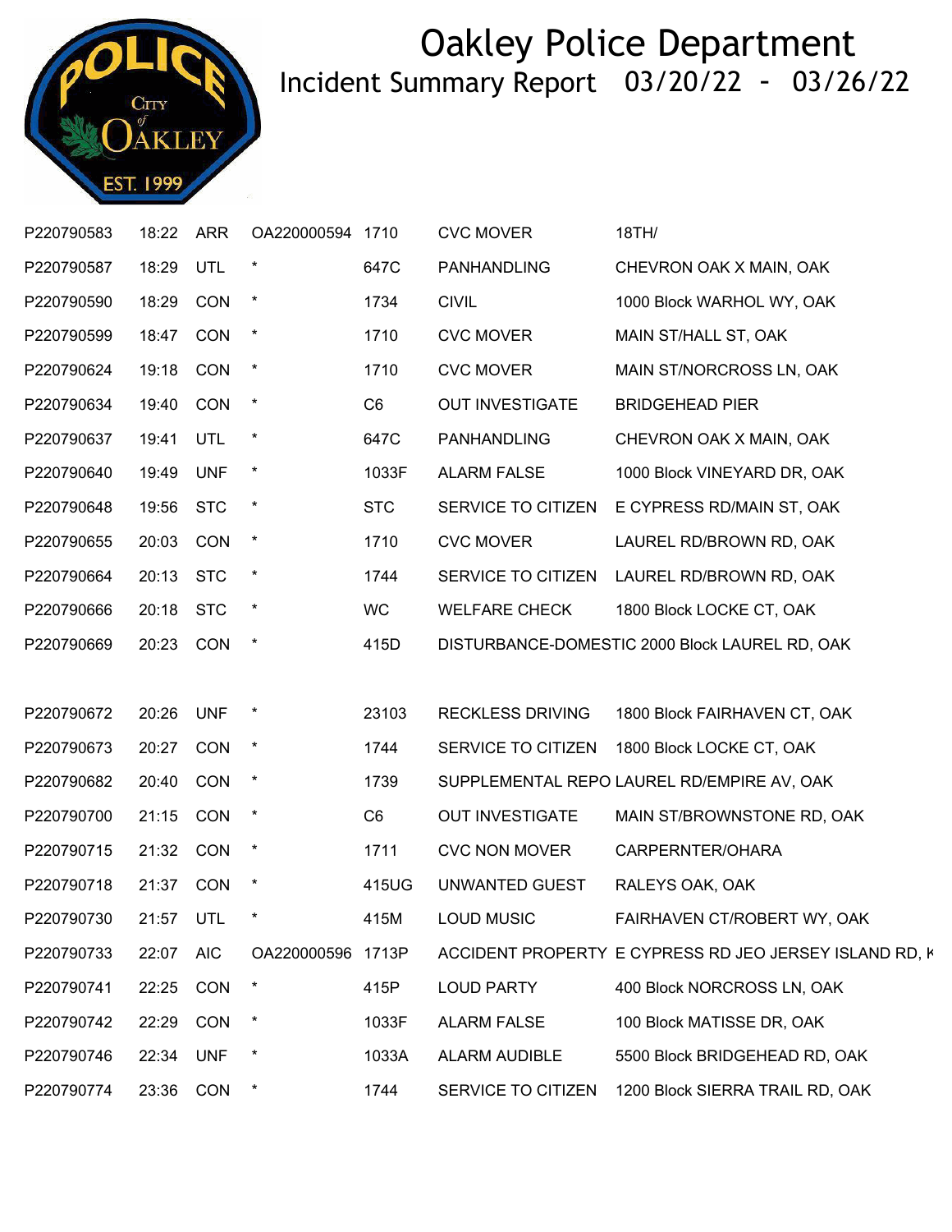# Oakley Police Department

## Incident Summary Report 03/20/22 - 03/26/22

| | | | | | | |
|---|---|---|---|---|---|---|
| P220790583 | 18:22 | ARR | OA220000594 | 1710 | CVC MOVER | 18TH/ |
| P220790587 | 18:29 | UTL | * | 647C | PANHANDLING | CHEVRON OAK X MAIN, OAK |
| P220790590 | 18:29 | CON | * | 1734 | CIVIL | 1000 Block WARHOL WY, OAK |
| P220790599 | 18:47 | CON | * | 1710 | CVC MOVER | MAIN ST/HALL ST, OAK |
| P220790624 | 19:18 | CON | * | 1710 | CVC MOVER | MAIN ST/NORCROSS LN, OAK |
| P220790634 | 19:40 | CON | * | C6 | OUT INVESTIGATE | BRIDGEHEAD PIER |
| P220790637 | 19:41 | UTL | * | 647C | PANHANDLING | CHEVRON OAK X MAIN, OAK |
| P220790640 | 19:49 | UNF | * | 1033F | ALARM FALSE | 1000 Block VINEYARD DR, OAK |
| P220790648 | 19:56 | STC | * | STC | SERVICE TO CITIZEN | E CYPRESS RD/MAIN ST, OAK |
| P220790655 | 20:03 | CON | * | 1710 | CVC MOVER | LAUREL RD/BROWN RD, OAK |
| P220790664 | 20:13 | STC | * | 1744 | SERVICE TO CITIZEN | LAUREL RD/BROWN RD, OAK |
| P220790666 | 20:18 | STC | * | WC | WELFARE CHECK | 1800 Block LOCKE CT, OAK |
| P220790669 | 20:23 | CON | * | 415D | DISTURBANCE-DOMESTIC | 2000 Block LAUREL RD, OAK |
| P220790672 | 20:26 | UNF | * | 23103 | RECKLESS DRIVING | 1800 Block FAIRHAVEN CT, OAK |
| P220790673 | 20:27 | CON | * | 1744 | SERVICE TO CITIZEN | 1800 Block LOCKE CT, OAK |
| P220790682 | 20:40 | CON | * | 1739 | SUPPLEMENTAL REPO | LAUREL RD/EMPIRE AV, OAK |
| P220790700 | 21:15 | CON | * | C6 | OUT INVESTIGATE | MAIN ST/BROWNSTONE RD, OAK |
| P220790715 | 21:32 | CON | * | 1711 | CVC NON MOVER | CARPERNTER/OHARA |
| P220790718 | 21:37 | CON | * | 415UG | UNWANTED GUEST | RALEYS OAK, OAK |
| P220790730 | 21:57 | UTL | * | 415M | LOUD MUSIC | FAIRHAVEN CT/ROBERT WY, OAK |
| P220790733 | 22:07 | AIC | OA220000596 | 1713P | ACCIDENT PROPERTY | E CYPRESS RD JEO JERSEY ISLAND RD, K |
| P220790741 | 22:25 | CON | * | 415P | LOUD PARTY | 400 Block NORCROSS LN, OAK |
| P220790742 | 22:29 | CON | * | 1033F | ALARM FALSE | 100 Block MATISSE DR, OAK |
| P220790746 | 22:34 | UNF | * | 1033A | ALARM AUDIBLE | 5500 Block BRIDGEHEAD RD, OAK |
| P220790774 | 23:36 | CON | * | 1744 | SERVICE TO CITIZEN | 1200 Block SIERRA TRAIL RD, OAK |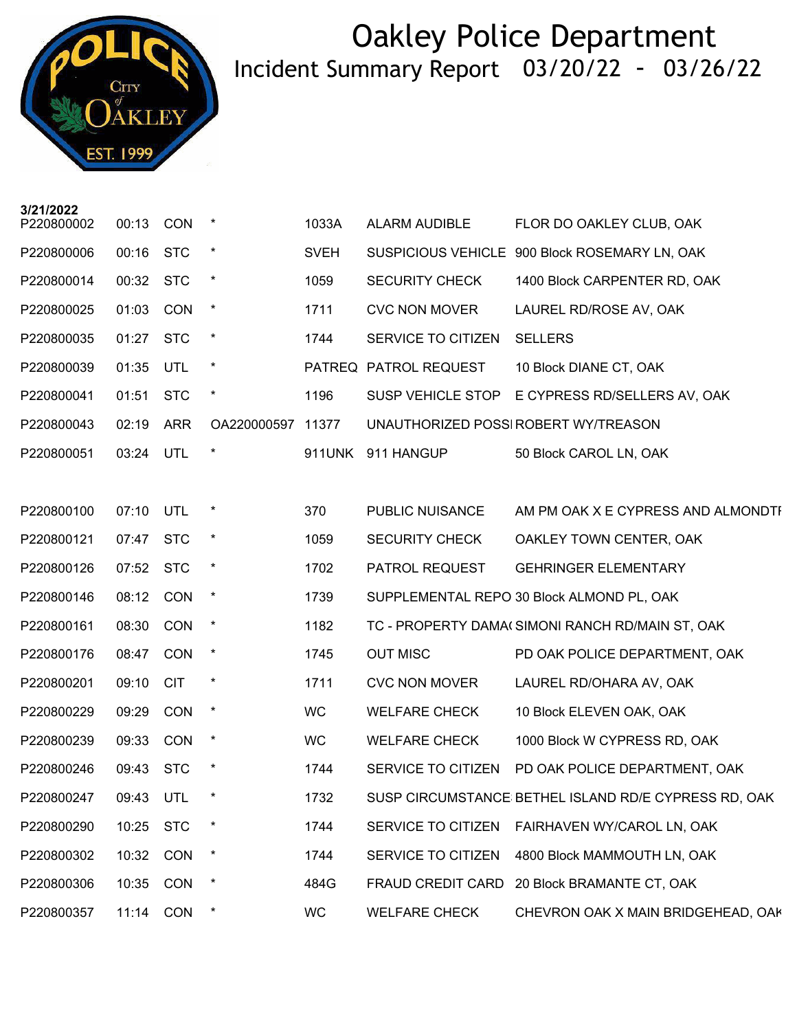# Oakley Police Department

## Incident Summary Report 03/20/22 - 03/26/22

**3/21/2022**

| | | | | | | |
|---|---|---|---|---|---|---|
| P220800002 | 00:13 | CON | * | 1033A | ALARM AUDIBLE | FLOR DO OAKLEY CLUB, OAK |
| P220800006 | 00:16 | STC | * | SVEH | SUSPICIOUS VEHICLE | 900 Block ROSEMARY LN, OAK |
| P220800014 | 00:32 | STC | * | 1059 | SECURITY CHECK | 1400 Block CARPENTER RD, OAK |
| P220800025 | 01:03 | CON | * | 1711 | CVC NON MOVER | LAUREL RD/ROSE AV, OAK |
| P220800035 | 01:27 | STC | * | 1744 | SERVICE TO CITIZEN | SELLERS |
| P220800039 | 01:35 | UTL | * | PATREQ | PATROL REQUEST | 10 Block DIANE CT, OAK |
| P220800041 | 01:51 | STC | * | 1196 | SUSP VEHICLE STOP | E CYPRESS RD/SELLERS AV, OAK |
| P220800043 | 02:19 | ARR | OA220000597 | 11377 | UNAUTHORIZED POSSI | ROBERT WY/TREASON |
| P220800051 | 03:24 | UTL | * | 911UNK | 911 HANGUP | 50 Block CAROL LN, OAK |
| P220800100 | 07:10 | UTL | * | 370 | PUBLIC NUISANCE | AM PM OAK X E CYPRESS AND ALMONDTI |
| P220800121 | 07:47 | STC | * | 1059 | SECURITY CHECK | OAKLEY TOWN CENTER, OAK |
| P220800126 | 07:52 | STC | * | 1702 | PATROL REQUEST | GEHRINGER ELEMENTARY |
| P220800146 | 08:12 | CON | * | 1739 | SUPPLEMENTAL REPO | 30 Block ALMOND PL, OAK |
| P220800161 | 08:30 | CON | * | 1182 | TC - PROPERTY DAMA( | SIMONI RANCH RD/MAIN ST, OAK |
| P220800176 | 08:47 | CON | * | 1745 | OUT MISC | PD OAK POLICE DEPARTMENT, OAK |
| P220800201 | 09:10 | CIT | * | 1711 | CVC NON MOVER | LAUREL RD/OHARA AV, OAK |
| P220800229 | 09:29 | CON | * | WC | WELFARE CHECK | 10 Block ELEVEN OAK, OAK |
| P220800239 | 09:33 | CON | * | WC | WELFARE CHECK | 1000 Block W CYPRESS RD, OAK |
| P220800246 | 09:43 | STC | * | 1744 | SERVICE TO CITIZEN | PD OAK POLICE DEPARTMENT, OAK |
| P220800247 | 09:43 | UTL | * | 1732 | SUSP CIRCUMSTANCE | BETHEL ISLAND RD/E CYPRESS RD, OAK |
| P220800290 | 10:25 | STC | * | 1744 | SERVICE TO CITIZEN | FAIRHAVEN WY/CAROL LN, OAK |
| P220800302 | 10:32 | CON | * | 1744 | SERVICE TO CITIZEN | 4800 Block MAMMOUTH LN, OAK |
| P220800306 | 10:35 | CON | * | 484G | FRAUD CREDIT CARD | 20 Block BRAMANTE CT, OAK |
| P220800357 | 11:14 | CON | * | WC | WELFARE CHECK | CHEVRON OAK X MAIN BRIDGEHEAD, OAK |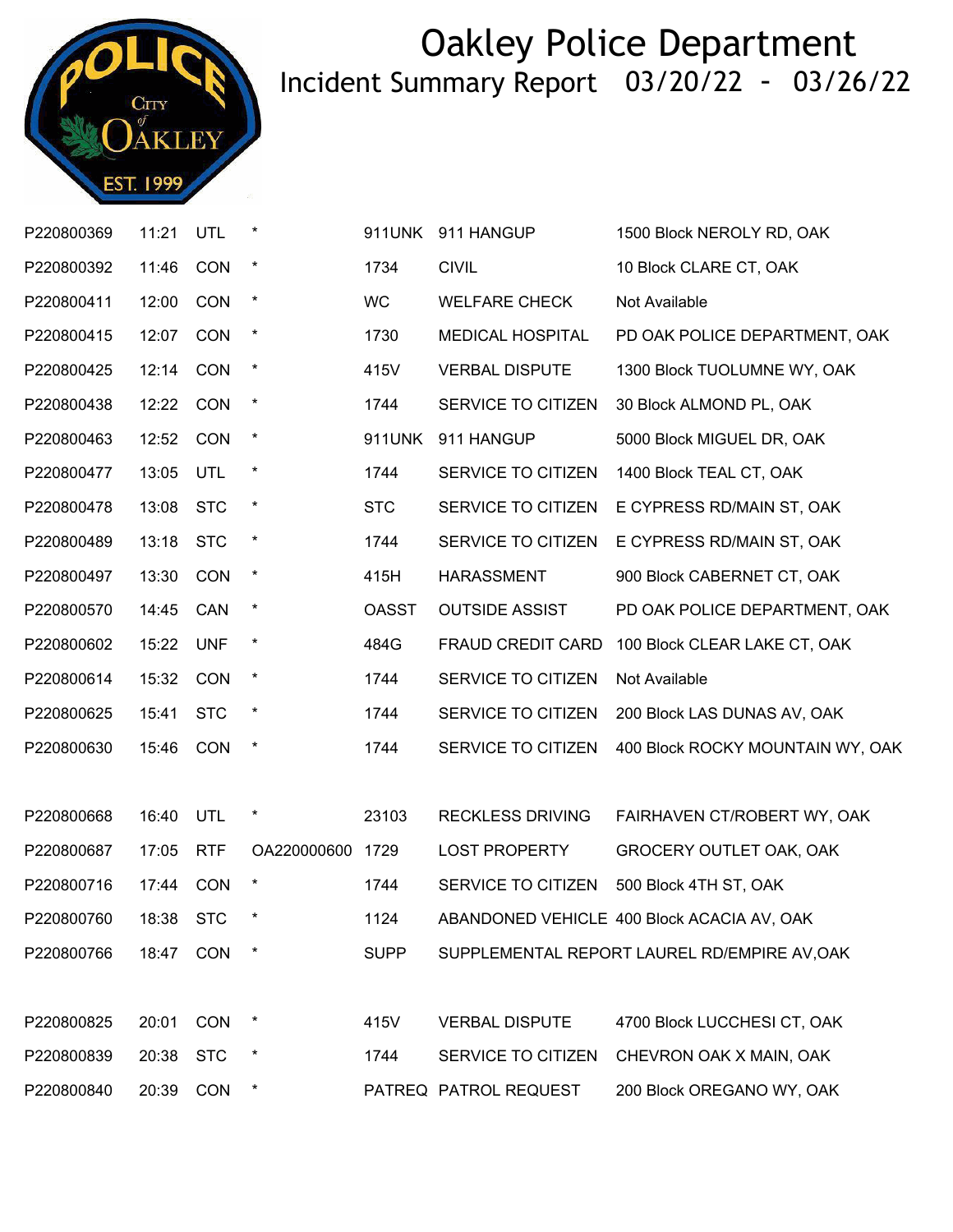# Oakley Police Department

## Incident Summary Report 03/20/22 - 03/26/22

| | | | | | | |
|---|---|---|---|---|---|---|
| P220800369 | 11:21 | UTL | * | 911UNK | 911 HANGUP | 1500 Block NEROLY RD, OAK |
| P220800392 | 11:46 | CON | * | 1734 | CIVIL | 10 Block CLARE CT, OAK |
| P220800411 | 12:00 | CON | * | WC | WELFARE CHECK | Not Available |
| P220800415 | 12:07 | CON | * | 1730 | MEDICAL HOSPITAL | PD OAK POLICE DEPARTMENT, OAK |
| P220800425 | 12:14 | CON | * | 415V | VERBAL DISPUTE | 1300 Block TUOLUMNE WY, OAK |
| P220800438 | 12:22 | CON | * | 1744 | SERVICE TO CITIZEN | 30 Block ALMOND PL, OAK |
| P220800463 | 12:52 | CON | * | 911UNK | 911 HANGUP | 5000 Block MIGUEL DR, OAK |
| P220800477 | 13:05 | UTL | * | 1744 | SERVICE TO CITIZEN | 1400 Block TEAL CT, OAK |
| P220800478 | 13:08 | STC | * | STC | SERVICE TO CITIZEN | E CYPRESS RD/MAIN ST, OAK |
| P220800489 | 13:18 | STC | * | 1744 | SERVICE TO CITIZEN | E CYPRESS RD/MAIN ST, OAK |
| P220800497 | 13:30 | CON | * | 415H | HARASSMENT | 900 Block CABERNET CT, OAK |
| P220800570 | 14:45 | CAN | * | OASST | OUTSIDE ASSIST | PD OAK POLICE DEPARTMENT, OAK |
| P220800602 | 15:22 | UNF | * | 484G | FRAUD CREDIT CARD | 100 Block CLEAR LAKE CT, OAK |
| P220800614 | 15:32 | CON | * | 1744 | SERVICE TO CITIZEN | Not Available |
| P220800625 | 15:41 | STC | * | 1744 | SERVICE TO CITIZEN | 200 Block LAS DUNAS AV, OAK |
| P220800630 | 15:46 | CON | * | 1744 | SERVICE TO CITIZEN | 400 Block ROCKY MOUNTAIN WY, OAK |
| P220800668 | 16:40 | UTL | * | 23103 | RECKLESS DRIVING | FAIRHAVEN CT/ROBERT WY, OAK |
| P220800687 | 17:05 | RTF | OA220000600 | 1729 | LOST PROPERTY | GROCERY OUTLET OAK, OAK |
| P220800716 | 17:44 | CON | * | 1744 | SERVICE TO CITIZEN | 500 Block 4TH ST, OAK |
| P220800760 | 18:38 | STC | * | 1124 | ABANDONED VEHICLE | 400 Block ACACIA AV, OAK |
| P220800766 | 18:47 | CON | * | SUPP | SUPPLEMENTAL REPORT | LAUREL RD/EMPIRE AV,OAK |
| P220800825 | 20:01 | CON | * | 415V | VERBAL DISPUTE | 4700 Block LUCCHESI CT, OAK |
| P220800839 | 20:38 | STC | * | 1744 | SERVICE TO CITIZEN | CHEVRON OAK X MAIN, OAK |
| P220800840 | 20:39 | CON | * | PATREQ | PATROL REQUEST | 200 Block OREGANO WY, OAK |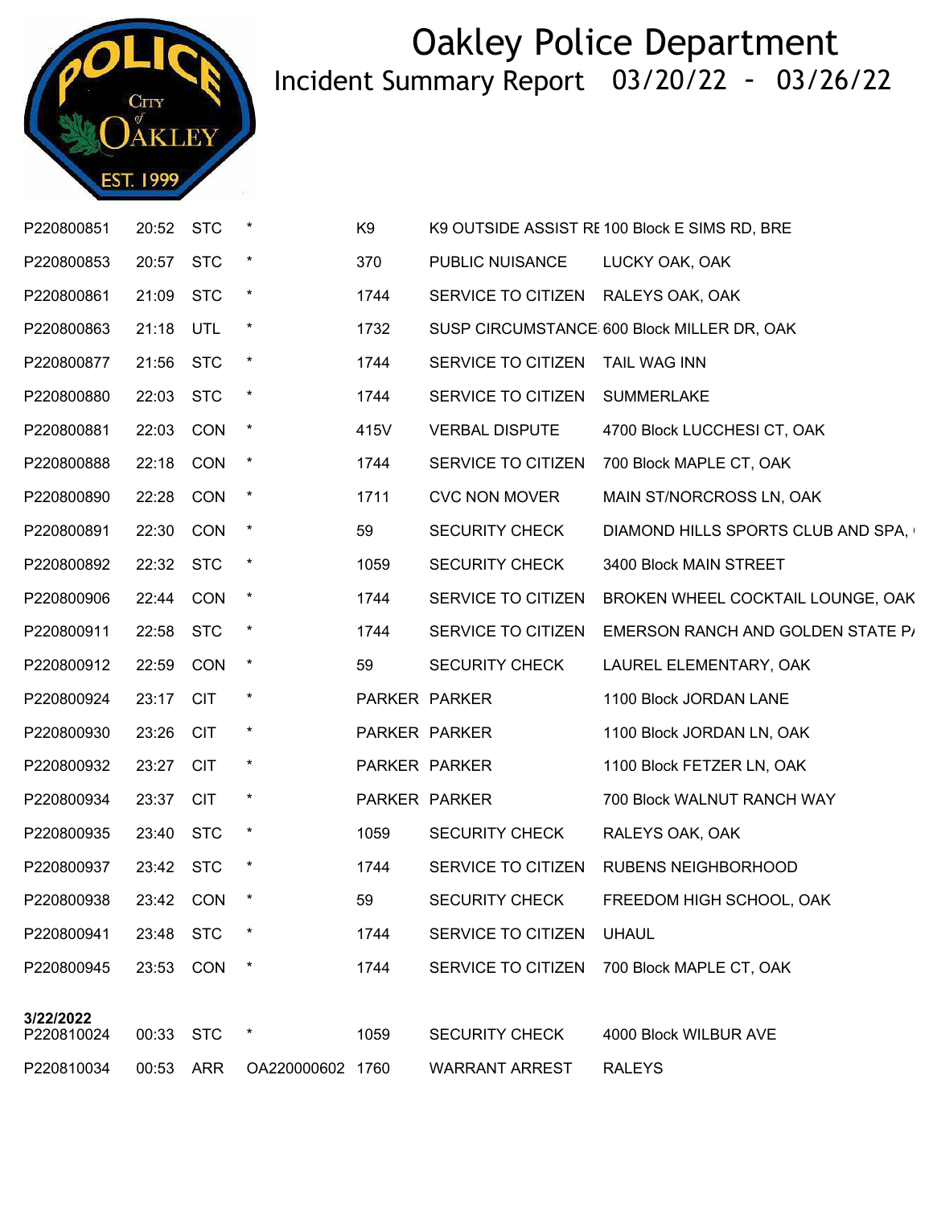# Oakley Police Department

## Incident Summary Report 03/20/22 - 03/26/22

| | | | | | | |
|---|---|---|---|---|---|---|
| P220800851 | 20:52 | STC | * | K9 | K9 OUTSIDE ASSIST RE | 100 Block E SIMS RD, BRE |
| P220800853 | 20:57 | STC | * | 370 | PUBLIC NUISANCE | LUCKY OAK, OAK |
| P220800861 | 21:09 | STC | * | 1744 | SERVICE TO CITIZEN | RALEYS OAK, OAK |
| P220800863 | 21:18 | UTL | * | 1732 | SUSP CIRCUMSTANCE | 600 Block MILLER DR, OAK |
| P220800877 | 21:56 | STC | * | 1744 | SERVICE TO CITIZEN | TAIL WAG INN |
| P220800880 | 22:03 | STC | * | 1744 | SERVICE TO CITIZEN | SUMMERLAKE |
| P220800881 | 22:03 | CON | * | 415V | VERBAL DISPUTE | 4700 Block LUCCHESI CT, OAK |
| P220800888 | 22:18 | CON | * | 1744 | SERVICE TO CITIZEN | 700 Block MAPLE CT, OAK |
| P220800890 | 22:28 | CON | * | 1711 | CVC NON MOVER | MAIN ST/NORCROSS LN, OAK |
| P220800891 | 22:30 | CON | * | 59 | SECURITY CHECK | DIAMOND HILLS SPORTS CLUB AND SPA, |
| P220800892 | 22:32 | STC | * | 1059 | SECURITY CHECK | 3400 Block MAIN STREET |
| P220800906 | 22:44 | CON | * | 1744 | SERVICE TO CITIZEN | BROKEN WHEEL COCKTAIL LOUNGE, OAK |
| P220800911 | 22:58 | STC | * | 1744 | SERVICE TO CITIZEN | EMERSON RANCH AND GOLDEN STATE P/ |
| P220800912 | 22:59 | CON | * | 59 | SECURITY CHECK | LAUREL ELEMENTARY, OAK |
| P220800924 | 23:17 | CIT | * | PARKER | PARKER | 1100 Block JORDAN LANE |
| P220800930 | 23:26 | CIT | * | PARKER | PARKER | 1100 Block JORDAN LN, OAK |
| P220800932 | 23:27 | CIT | * | PARKER | PARKER | 1100 Block FETZER LN, OAK |
| P220800934 | 23:37 | CIT | * | PARKER | PARKER | 700 Block WALNUT RANCH WAY |
| P220800935 | 23:40 | STC | * | 1059 | SECURITY CHECK | RALEYS OAK, OAK |
| P220800937 | 23:42 | STC | * | 1744 | SERVICE TO CITIZEN | RUBENS NEIGHBORHOOD |
| P220800938 | 23:42 | CON | * | 59 | SECURITY CHECK | FREEDOM HIGH SCHOOL, OAK |
| P220800941 | 23:48 | STC | * | 1744 | SERVICE TO CITIZEN | UHAUL |
| P220800945 | 23:53 | CON | * | 1744 | SERVICE TO CITIZEN | 700 Block MAPLE CT, OAK |
| **3/22/2022** | | | | | | |
| P220810024 | 00:33 | STC | * | 1059 | SECURITY CHECK | 4000 Block WILBUR AVE |
| P220810034 | 00:53 | ARR | OA220000602 | 1760 | WARRANT ARREST | RALEYS |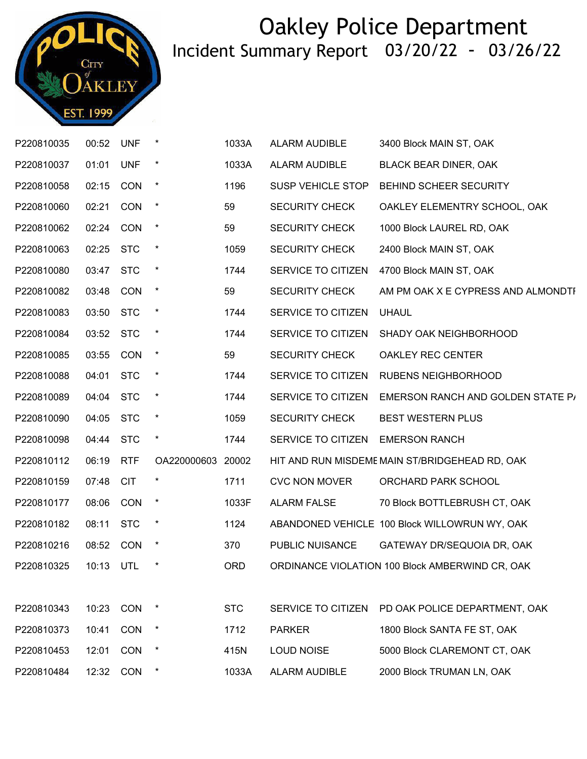# Oakley Police Department

## Incident Summary Report 03/20/22 - 03/26/22

| | | | | | | |
|---|---|---|---|---|---|---|
| P220810035 | 00:52 | UNF | * | 1033A | ALARM AUDIBLE | 3400 Block MAIN ST, OAK |
| P220810037 | 01:01 | UNF | * | 1033A | ALARM AUDIBLE | BLACK BEAR DINER, OAK |
| P220810058 | 02:15 | CON | * | 1196 | SUSP VEHICLE STOP | BEHIND SCHEER SECURITY |
| P220810060 | 02:21 | CON | * | 59 | SECURITY CHECK | OAKLEY ELEMENTRY SCHOOL, OAK |
| P220810062 | 02:24 | CON | * | 59 | SECURITY CHECK | 1000 Block LAUREL RD, OAK |
| P220810063 | 02:25 | STC | * | 1059 | SECURITY CHECK | 2400 Block MAIN ST, OAK |
| P220810080 | 03:47 | STC | * | 1744 | SERVICE TO CITIZEN | 4700 Block MAIN ST, OAK |
| P220810082 | 03:48 | CON | * | 59 | SECURITY CHECK | AM PM OAK X E CYPRESS AND ALMONDTI |
| P220810083 | 03:50 | STC | * | 1744 | SERVICE TO CITIZEN | UHAUL |
| P220810084 | 03:52 | STC | * | 1744 | SERVICE TO CITIZEN | SHADY OAK NEIGHBORHOOD |
| P220810085 | 03:55 | CON | * | 59 | SECURITY CHECK | OAKLEY REC CENTER |
| P220810088 | 04:01 | STC | * | 1744 | SERVICE TO CITIZEN | RUBENS NEIGHBORHOOD |
| P220810089 | 04:04 | STC | * | 1744 | SERVICE TO CITIZEN | EMERSON RANCH AND GOLDEN STATE P/ |
| P220810090 | 04:05 | STC | * | 1059 | SECURITY CHECK | BEST WESTERN PLUS |
| P220810098 | 04:44 | STC | * | 1744 | SERVICE TO CITIZEN | EMERSON RANCH |
| P220810112 | 06:19 | RTF | OA220000603 | 20002 | HIT AND RUN MISDEME | MAIN ST/BRIDGEHEAD RD, OAK |
| P220810159 | 07:48 | CIT | * | 1711 | CVC NON MOVER | ORCHARD PARK SCHOOL |
| P220810177 | 08:06 | CON | * | 1033F | ALARM FALSE | 70 Block BOTTLEBRUSH CT, OAK |
| P220810182 | 08:11 | STC | * | 1124 | ABANDONED VEHICLE | 100 Block WILLOWRUN WY, OAK |
| P220810216 | 08:52 | CON | * | 370 | PUBLIC NUISANCE | GATEWAY DR/SEQUOIA DR, OAK |
| P220810325 | 10:13 | UTL | * | ORD | ORDINANCE VIOLATION | 100 Block AMBERWIND CR, OAK |
| P220810343 | 10:23 | CON | * | STC | SERVICE TO CITIZEN | PD OAK POLICE DEPARTMENT, OAK |
| P220810373 | 10:41 | CON | * | 1712 | PARKER | 1800 Block SANTA FE ST, OAK |
| P220810453 | 12:01 | CON | * | 415N | LOUD NOISE | 5000 Block CLAREMONT CT, OAK |
| P220810484 | 12:32 | CON | * | 1033A | ALARM AUDIBLE | 2000 Block TRUMAN LN, OAK |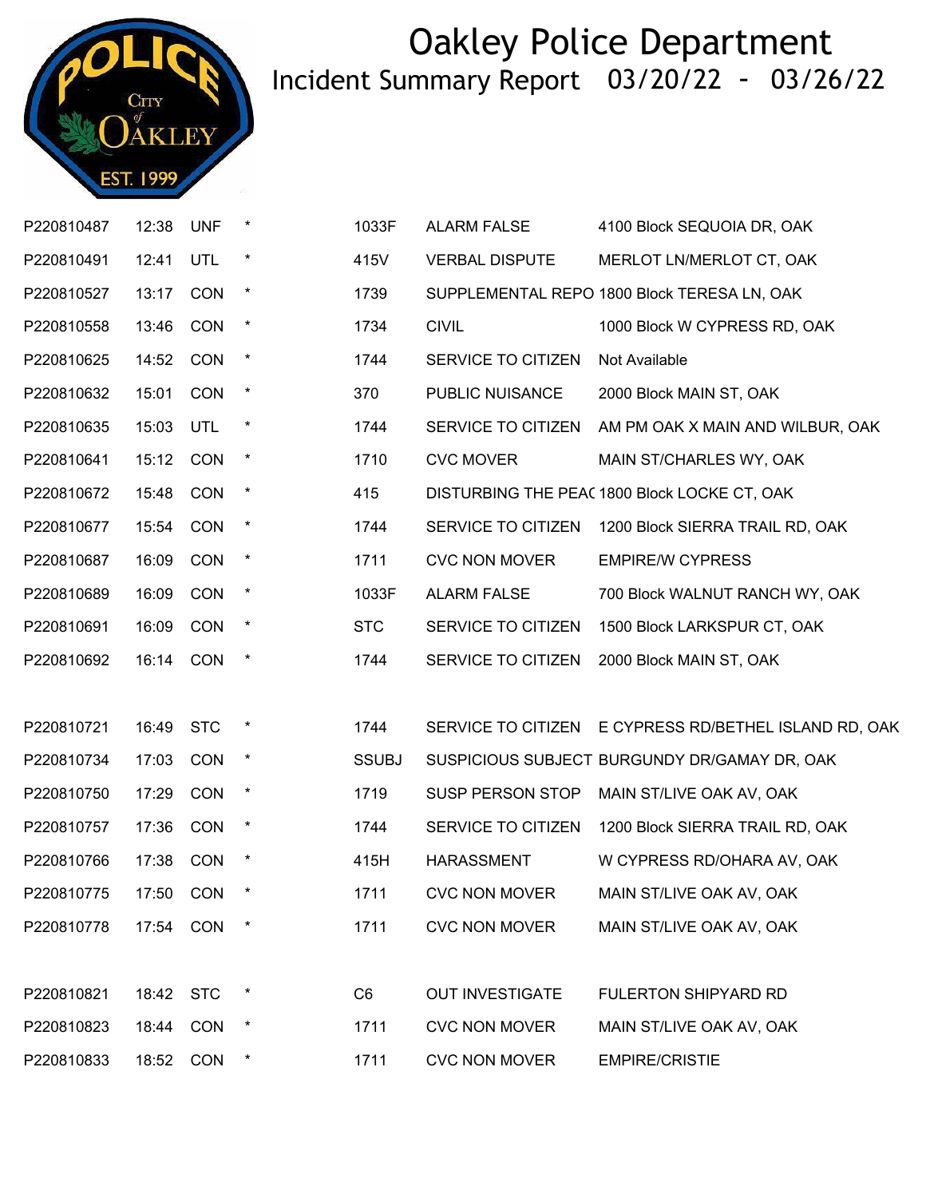# Oakley Police Department

## Incident Summary Report 03/20/22 - 03/26/22

| | | | | | | |
|---|---|---|---|---|---|---|
| P220810487 | 12:38 | UNF | * | 1033F | ALARM FALSE | 4100 Block SEQUOIA DR, OAK |
| P220810491 | 12:41 | UTL | * | 415V | VERBAL DISPUTE | MERLOT LN/MERLOT CT, OAK |
| P220810527 | 13:17 | CON | * | 1739 | SUPPLEMENTAL REPO | 1800 Block TERESA LN, OAK |
| P220810558 | 13:46 | CON | * | 1734 | CIVIL | 1000 Block W CYPRESS RD, OAK |
| P220810625 | 14:52 | CON | * | 1744 | SERVICE TO CITIZEN | Not Available |
| P220810632 | 15:01 | CON | * | 370 | PUBLIC NUISANCE | 2000 Block MAIN ST, OAK |
| P220810635 | 15:03 | UTL | * | 1744 | SERVICE TO CITIZEN | AM PM OAK X MAIN AND WILBUR, OAK |
| P220810641 | 15:12 | CON | * | 1710 | CVC MOVER | MAIN ST/CHARLES WY, OAK |
| P220810672 | 15:48 | CON | * | 415 | DISTURBING THE PEAC | 1800 Block LOCKE CT, OAK |
| P220810677 | 15:54 | CON | * | 1744 | SERVICE TO CITIZEN | 1200 Block SIERRA TRAIL RD, OAK |
| P220810687 | 16:09 | CON | * | 1711 | CVC NON MOVER | EMPIRE/W CYPRESS |
| P220810689 | 16:09 | CON | * | 1033F | ALARM FALSE | 700 Block WALNUT RANCH WY, OAK |
| P220810691 | 16:09 | CON | * | STC | SERVICE TO CITIZEN | 1500 Block LARKSPUR CT, OAK |
| P220810692 | 16:14 | CON | * | 1744 | SERVICE TO CITIZEN | 2000 Block MAIN ST, OAK |
| P220810721 | 16:49 | STC | * | 1744 | SERVICE TO CITIZEN | E CYPRESS RD/BETHEL ISLAND RD, OAK |
| P220810734 | 17:03 | CON | * | SSUBJ | SUSPICIOUS SUBJECT | BURGUNDY DR/GAMAY DR, OAK |
| P220810750 | 17:29 | CON | * | 1719 | SUSP PERSON STOP | MAIN ST/LIVE OAK AV, OAK |
| P220810757 | 17:36 | CON | * | 1744 | SERVICE TO CITIZEN | 1200 Block SIERRA TRAIL RD, OAK |
| P220810766 | 17:38 | CON | * | 415H | HARASSMENT | W CYPRESS RD/OHARA AV, OAK |
| P220810775 | 17:50 | CON | * | 1711 | CVC NON MOVER | MAIN ST/LIVE OAK AV, OAK |
| P220810778 | 17:54 | CON | * | 1711 | CVC NON MOVER | MAIN ST/LIVE OAK AV, OAK |
| P220810821 | 18:42 | STC | * | C6 | OUT INVESTIGATE | FULERTON SHIPYARD RD |
| P220810823 | 18:44 | CON | * | 1711 | CVC NON MOVER | MAIN ST/LIVE OAK AV, OAK |
| P220810833 | 18:52 | CON | * | 1711 | CVC NON MOVER | EMPIRE/CRISTIE |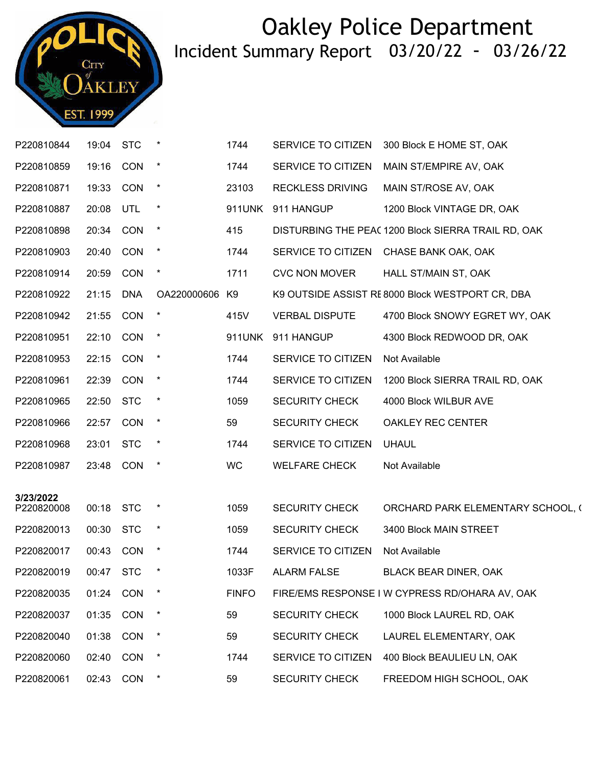# Oakley Police Department

Incident Summary Report 03/20/22 - 03/26/22

| | | | | | | |
|---|---|---|---|---|---|---|
| P220810844 | 19:04 | STC | * | 1744 | SERVICE TO CITIZEN | 300 Block E HOME ST, OAK |
| P220810859 | 19:16 | CON | * | 1744 | SERVICE TO CITIZEN | MAIN ST/EMPIRE AV, OAK |
| P220810871 | 19:33 | CON | * | 23103 | RECKLESS DRIVING | MAIN ST/ROSE AV, OAK |
| P220810887 | 20:08 | UTL | * | 911UNK | 911 HANGUP | 1200 Block VINTAGE DR, OAK |
| P220810898 | 20:34 | CON | * | 415 | DISTURBING THE PEAC | 1200 Block SIERRA TRAIL RD, OAK |
| P220810903 | 20:40 | CON | * | 1744 | SERVICE TO CITIZEN | CHASE BANK OAK, OAK |
| P220810914 | 20:59 | CON | * | 1711 | CVC NON MOVER | HALL ST/MAIN ST, OAK |
| P220810922 | 21:15 | DNA | OA220000606 | K9 | K9 OUTSIDE ASSIST RE | 8000 Block WESTPORT CR, DBA |
| P220810942 | 21:55 | CON | * | 415V | VERBAL DISPUTE | 4700 Block SNOWY EGRET WY, OAK |
| P220810951 | 22:10 | CON | * | 911UNK | 911 HANGUP | 4300 Block REDWOOD DR, OAK |
| P220810953 | 22:15 | CON | * | 1744 | SERVICE TO CITIZEN | Not Available |
| P220810961 | 22:39 | CON | * | 1744 | SERVICE TO CITIZEN | 1200 Block SIERRA TRAIL RD, OAK |
| P220810965 | 22:50 | STC | * | 1059 | SECURITY CHECK | 4000 Block WILBUR AVE |
| P220810966 | 22:57 | CON | * | 59 | SECURITY CHECK | OAKLEY REC CENTER |
| P220810968 | 23:01 | STC | * | 1744 | SERVICE TO CITIZEN | UHAUL |
| P220810987 | 23:48 | CON | * | WC | WELFARE CHECK | Not Available |
| **3/23/2022** | | | | | | |
| P220820008 | 00:18 | STC | * | 1059 | SECURITY CHECK | ORCHARD PARK ELEMENTARY SCHOOL, ( |
| P220820013 | 00:30 | STC | * | 1059 | SECURITY CHECK | 3400 Block MAIN STREET |
| P220820017 | 00:43 | CON | * | 1744 | SERVICE TO CITIZEN | Not Available |
| P220820019 | 00:47 | STC | * | 1033F | ALARM FALSE | BLACK BEAR DINER, OAK |
| P220820035 | 01:24 | CON | * | FINFO | FIRE/EMS RESPONSE I | W CYPRESS RD/OHARA AV, OAK |
| P220820037 | 01:35 | CON | * | 59 | SECURITY CHECK | 1000 Block LAUREL RD, OAK |
| P220820040 | 01:38 | CON | * | 59 | SECURITY CHECK | LAUREL ELEMENTARY, OAK |
| P220820060 | 02:40 | CON | * | 1744 | SERVICE TO CITIZEN | 400 Block BEAULIEU LN, OAK |
| P220820061 | 02:43 | CON | * | 59 | SECURITY CHECK | FREEDOM HIGH SCHOOL, OAK |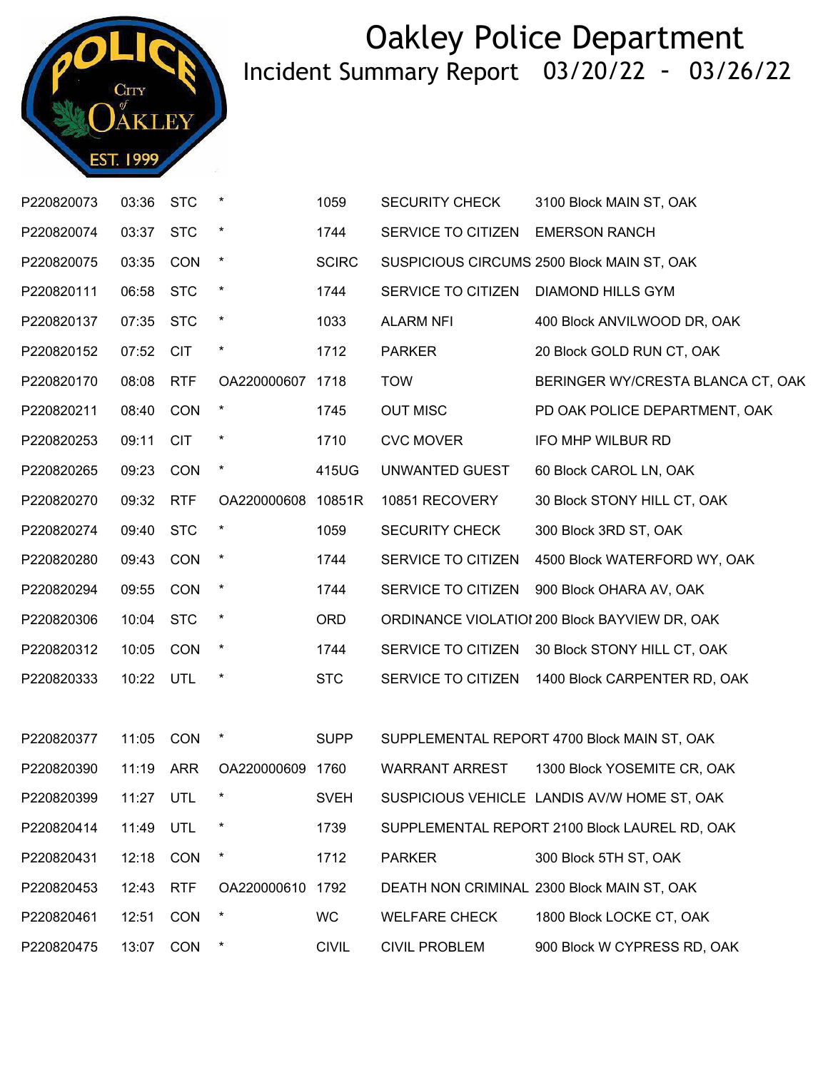# Oakley Police Department

## Incident Summary Report 03/20/22 - 03/26/22

| | | | | | | |
|---|---|---|---|---|---|---|
| P220820073 | 03:36 | STC | * | 1059 | SECURITY CHECK | 3100 Block MAIN ST, OAK |
| P220820074 | 03:37 | STC | * | 1744 | SERVICE TO CITIZEN | EMERSON RANCH |
| P220820075 | 03:35 | CON | * | SCIRC | SUSPICIOUS CIRCUMS | 2500 Block MAIN ST, OAK |
| P220820111 | 06:58 | STC | * | 1744 | SERVICE TO CITIZEN | DIAMOND HILLS GYM |
| P220820137 | 07:35 | STC | * | 1033 | ALARM NFI | 400 Block ANVILWOOD DR, OAK |
| P220820152 | 07:52 | CIT | * | 1712 | PARKER | 20 Block GOLD RUN CT, OAK |
| P220820170 | 08:08 | RTF | OA220000607 | 1718 | TOW | BERINGER WY/CRESTA BLANCA CT, OAK |
| P220820211 | 08:40 | CON | * | 1745 | OUT MISC | PD OAK POLICE DEPARTMENT, OAK |
| P220820253 | 09:11 | CIT | * | 1710 | CVC MOVER | IFO MHP WILBUR RD |
| P220820265 | 09:23 | CON | * | 415UG | UNWANTED GUEST | 60 Block CAROL LN, OAK |
| P220820270 | 09:32 | RTF | OA220000608 | 10851R | 10851 RECOVERY | 30 Block STONY HILL CT, OAK |
| P220820274 | 09:40 | STC | * | 1059 | SECURITY CHECK | 300 Block 3RD ST, OAK |
| P220820280 | 09:43 | CON | * | 1744 | SERVICE TO CITIZEN | 4500 Block WATERFORD WY, OAK |
| P220820294 | 09:55 | CON | * | 1744 | SERVICE TO CITIZEN | 900 Block OHARA AV, OAK |
| P220820306 | 10:04 | STC | * | ORD | ORDINANCE VIOLATIO | 200 Block BAYVIEW DR, OAK |
| P220820312 | 10:05 | CON | * | 1744 | SERVICE TO CITIZEN | 30 Block STONY HILL CT, OAK |
| P220820333 | 10:22 | UTL | * | STC | SERVICE TO CITIZEN | 1400 Block CARPENTER RD, OAK |
| P220820377 | 11:05 | CON | * | SUPP | SUPPLEMENTAL REPORT | 4700 Block MAIN ST, OAK |
| P220820390 | 11:19 | ARR | OA220000609 | 1760 | WARRANT ARREST | 1300 Block YOSEMITE CR, OAK |
| P220820399 | 11:27 | UTL | * | SVEH | SUSPICIOUS VEHICLE | LANDIS AV/W HOME ST, OAK |
| P220820414 | 11:49 | UTL | * | 1739 | SUPPLEMENTAL REPORT | 2100 Block LAUREL RD, OAK |
| P220820431 | 12:18 | CON | * | 1712 | PARKER | 300 Block 5TH ST, OAK |
| P220820453 | 12:43 | RTF | OA220000610 | 1792 | DEATH NON CRIMINAL | 2300 Block MAIN ST, OAK |
| P220820461 | 12:51 | CON | * | WC | WELFARE CHECK | 1800 Block LOCKE CT, OAK |
| P220820475 | 13:07 | CON | * | CIVIL | CIVIL PROBLEM | 900 Block W CYPRESS RD, OAK |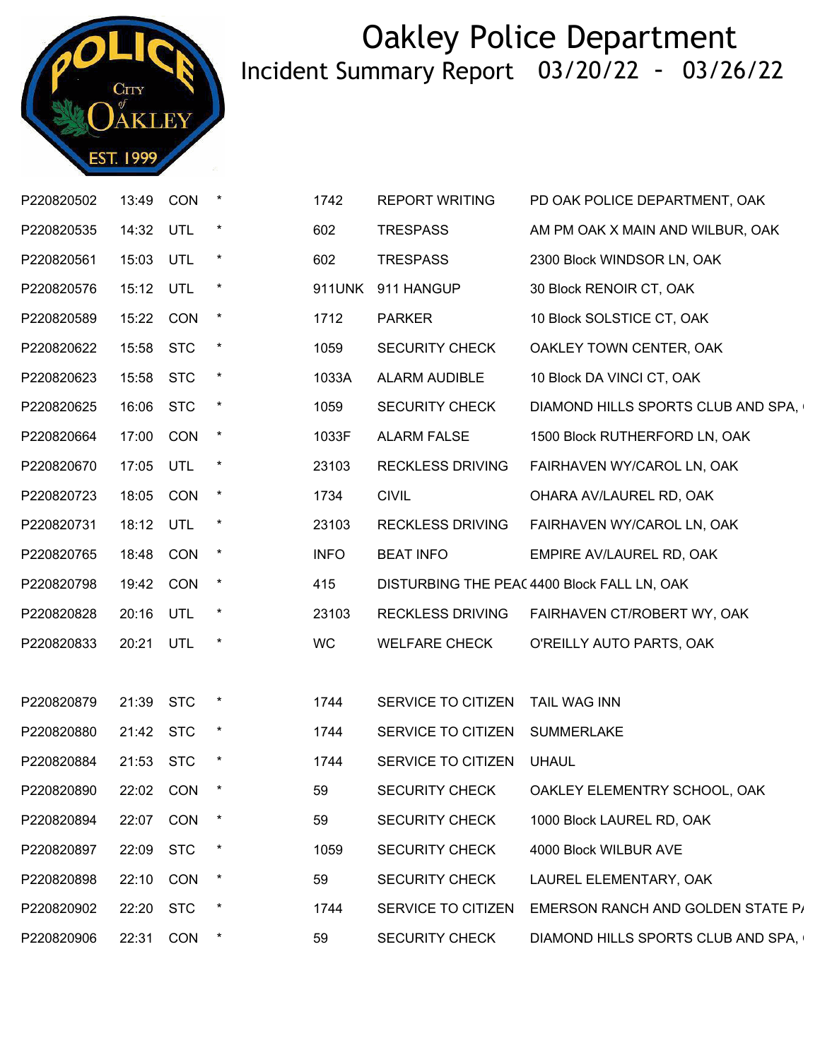# Oakley Police Department

## Incident Summary Report 03/20/22 - 03/26/22

| | | | | | | |
|---|---|---|---|---|---|---|
| P220820502 | 13:49 | CON | * | 1742 | REPORT WRITING | PD OAK POLICE DEPARTMENT, OAK |
| P220820535 | 14:32 | UTL | * | 602 | TRESPASS | AM PM OAK X MAIN AND WILBUR, OAK |
| P220820561 | 15:03 | UTL | * | 602 | TRESPASS | 2300 Block WINDSOR LN, OAK |
| P220820576 | 15:12 | UTL | * | 911UNK | 911 HANGUP | 30 Block RENOIR CT, OAK |
| P220820589 | 15:22 | CON | * | 1712 | PARKER | 10 Block SOLSTICE CT, OAK |
| P220820622 | 15:58 | STC | * | 1059 | SECURITY CHECK | OAKLEY TOWN CENTER, OAK |
| P220820623 | 15:58 | STC | * | 1033A | ALARM AUDIBLE | 10 Block DA VINCI CT, OAK |
| P220820625 | 16:06 | STC | * | 1059 | SECURITY CHECK | DIAMOND HILLS SPORTS CLUB AND SPA, |
| P220820664 | 17:00 | CON | * | 1033F | ALARM FALSE | 1500 Block RUTHERFORD LN, OAK |
| P220820670 | 17:05 | UTL | * | 23103 | RECKLESS DRIVING | FAIRHAVEN WY/CAROL LN, OAK |
| P220820723 | 18:05 | CON | * | 1734 | CIVIL | OHARA AV/LAUREL RD, OAK |
| P220820731 | 18:12 | UTL | * | 23103 | RECKLESS DRIVING | FAIRHAVEN WY/CAROL LN, OAK |
| P220820765 | 18:48 | CON | * | INFO | BEAT INFO | EMPIRE AV/LAUREL RD, OAK |
| P220820798 | 19:42 | CON | * | 415 | DISTURBING THE PEAC | 4400 Block FALL LN, OAK |
| P220820828 | 20:16 | UTL | * | 23103 | RECKLESS DRIVING | FAIRHAVEN CT/ROBERT WY, OAK |
| P220820833 | 20:21 | UTL | * | WC | WELFARE CHECK | O'REILLY AUTO PARTS, OAK |
| P220820879 | 21:39 | STC | * | 1744 | SERVICE TO CITIZEN | TAIL WAG INN |
| P220820880 | 21:42 | STC | * | 1744 | SERVICE TO CITIZEN | SUMMERLAKE |
| P220820884 | 21:53 | STC | * | 1744 | SERVICE TO CITIZEN | UHAUL |
| P220820890 | 22:02 | CON | * | 59 | SECURITY CHECK | OAKLEY ELEMENTRY SCHOOL, OAK |
| P220820894 | 22:07 | CON | * | 59 | SECURITY CHECK | 1000 Block LAUREL RD, OAK |
| P220820897 | 22:09 | STC | * | 1059 | SECURITY CHECK | 4000 Block WILBUR AVE |
| P220820898 | 22:10 | CON | * | 59 | SECURITY CHECK | LAUREL ELEMENTARY, OAK |
| P220820902 | 22:20 | STC | * | 1744 | SERVICE TO CITIZEN | EMERSON RANCH AND GOLDEN STATE P/ |
| P220820906 | 22:31 | CON | * | 59 | SECURITY CHECK | DIAMOND HILLS SPORTS CLUB AND SPA, |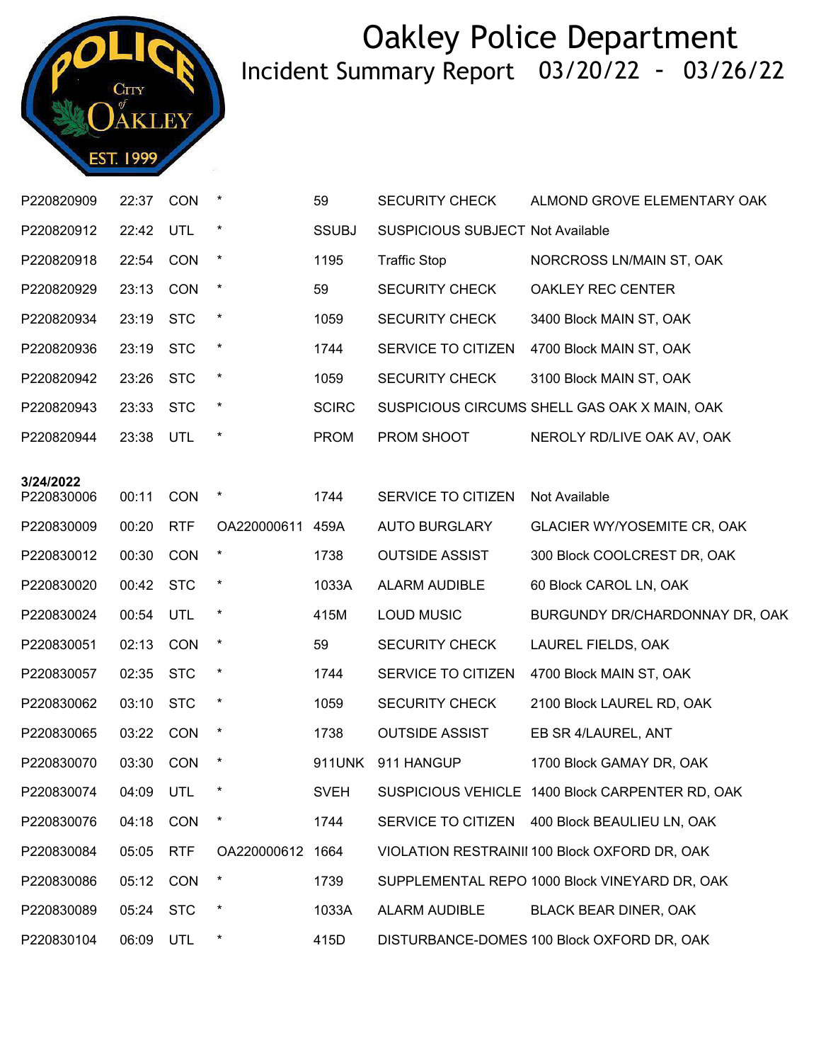# Oakley Police Department

## Incident Summary Report 03/20/22 - 03/26/22

| | | | | | | |
|---|---|---|---|---|---|---|
| P220820909 | 22:37 | CON | * | 59 | SECURITY CHECK | ALMOND GROVE ELEMENTARY OAK |
| P220820912 | 22:42 | UTL | * | SSUBJ | SUSPICIOUS SUBJECT | Not Available |
| P220820918 | 22:54 | CON | * | 1195 | Traffic Stop | NORCROSS LN/MAIN ST, OAK |
| P220820929 | 23:13 | CON | * | 59 | SECURITY CHECK | OAKLEY REC CENTER |
| P220820934 | 23:19 | STC | * | 1059 | SECURITY CHECK | 3400 Block MAIN ST, OAK |
| P220820936 | 23:19 | STC | * | 1744 | SERVICE TO CITIZEN | 4700 Block MAIN ST, OAK |
| P220820942 | 23:26 | STC | * | 1059 | SECURITY CHECK | 3100 Block MAIN ST, OAK |
| P220820943 | 23:33 | STC | * | SCIRC | SUSPICIOUS CIRCUMS | SHELL GAS OAK X MAIN, OAK |
| P220820944 | 23:38 | UTL | * | PROM | PROM SHOOT | NEROLY RD/LIVE OAK AV, OAK |
| **3/24/2022** | | | | | | |
| P220830006 | 00:11 | CON | * | 1744 | SERVICE TO CITIZEN | Not Available |
| P220830009 | 00:20 | RTF | OA220000611 | 459A | AUTO BURGLARY | GLACIER WY/YOSEMITE CR, OAK |
| P220830012 | 00:30 | CON | * | 1738 | OUTSIDE ASSIST | 300 Block COOLCREST DR, OAK |
| P220830020 | 00:42 | STC | * | 1033A | ALARM AUDIBLE | 60 Block CAROL LN, OAK |
| P220830024 | 00:54 | UTL | * | 415M | LOUD MUSIC | BURGUNDY DR/CHARDONNAY DR, OAK |
| P220830051 | 02:13 | CON | * | 59 | SECURITY CHECK | LAUREL FIELDS, OAK |
| P220830057 | 02:35 | STC | * | 1744 | SERVICE TO CITIZEN | 4700 Block MAIN ST, OAK |
| P220830062 | 03:10 | STC | * | 1059 | SECURITY CHECK | 2100 Block LAUREL RD, OAK |
| P220830065 | 03:22 | CON | * | 1738 | OUTSIDE ASSIST | EB SR 4/LAUREL, ANT |
| P220830070 | 03:30 | CON | * | 911UNK | 911 HANGUP | 1700 Block GAMAY DR, OAK |
| P220830074 | 04:09 | UTL | * | SVEH | SUSPICIOUS VEHICLE | 1400 Block CARPENTER RD, OAK |
| P220830076 | 04:18 | CON | * | 1744 | SERVICE TO CITIZEN | 400 Block BEAULIEU LN, OAK |
| P220830084 | 05:05 | RTF | OA220000612 | 1664 | VIOLATION RESTRAINI | 100 Block OXFORD DR, OAK |
| P220830086 | 05:12 | CON | * | 1739 | SUPPLEMENTAL REPO | 1000 Block VINEYARD DR, OAK |
| P220830089 | 05:24 | STC | * | 1033A | ALARM AUDIBLE | BLACK BEAR DINER, OAK |
| P220830104 | 06:09 | UTL | * | 415D | DISTURBANCE-DOMES | 100 Block OXFORD DR, OAK |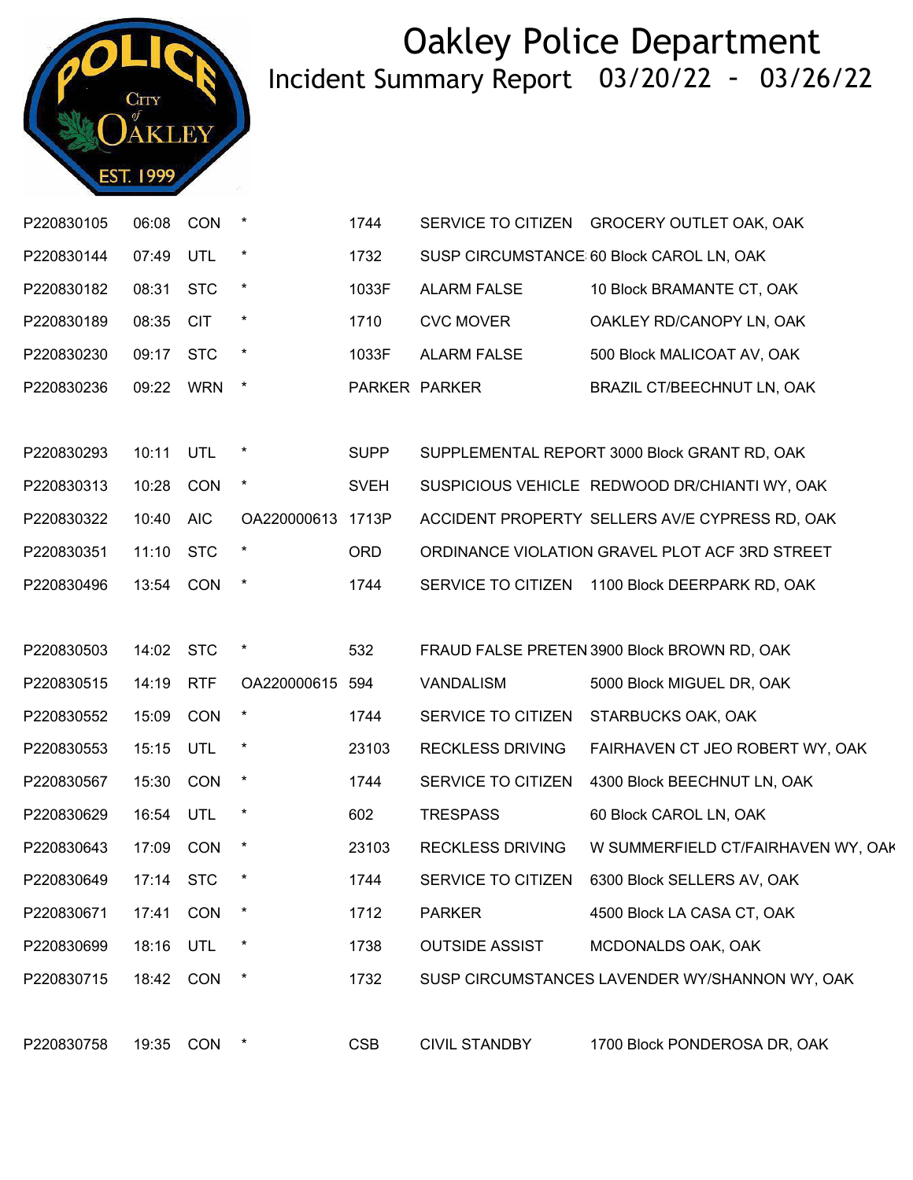# Oakley Police Department

## Incident Summary Report 03/20/22 - 03/26/22

| | | | | | | |
|---|---|---|---|---|---|---|
| P220830105 | 06:08 | CON | * | 1744 | SERVICE TO CITIZEN | GROCERY OUTLET OAK, OAK |
| P220830144 | 07:49 | UTL | * | 1732 | SUSP CIRCUMSTANCE | 60 Block CAROL LN, OAK |
| P220830182 | 08:31 | STC | * | 1033F | ALARM FALSE | 10 Block BRAMANTE CT, OAK |
| P220830189 | 08:35 | CIT | * | 1710 | CVC MOVER | OAKLEY RD/CANOPY LN, OAK |
| P220830230 | 09:17 | STC | * | 1033F | ALARM FALSE | 500 Block MALICOAT AV, OAK |
| P220830236 | 09:22 | WRN | * | PARKER | PARKER | BRAZIL CT/BEECHNUT LN, OAK |
| P220830293 | 10:11 | UTL | * | SUPP | SUPPLEMENTAL REPORT | 3000 Block GRANT RD, OAK |
| P220830313 | 10:28 | CON | * | SVEH | SUSPICIOUS VEHICLE | REDWOOD DR/CHIANTI WY, OAK |
| P220830322 | 10:40 | AIC | OA220000613 | 1713P | ACCIDENT PROPERTY | SELLERS AV/E CYPRESS RD, OAK |
| P220830351 | 11:10 | STC | * | ORD | ORDINANCE VIOLATION | GRAVEL PLOT ACF 3RD STREET |
| P220830496 | 13:54 | CON | * | 1744 | SERVICE TO CITIZEN | 1100 Block DEERPARK RD, OAK |
| P220830503 | 14:02 | STC | * | 532 | FRAUD FALSE PRETEN | 3900 Block BROWN RD, OAK |
| P220830515 | 14:19 | RTF | OA220000615 | 594 | VANDALISM | 5000 Block MIGUEL DR, OAK |
| P220830552 | 15:09 | CON | * | 1744 | SERVICE TO CITIZEN | STARBUCKS OAK, OAK |
| P220830553 | 15:15 | UTL | * | 23103 | RECKLESS DRIVING | FAIRHAVEN CT JEO ROBERT WY, OAK |
| P220830567 | 15:30 | CON | * | 1744 | SERVICE TO CITIZEN | 4300 Block BEECHNUT LN, OAK |
| P220830629 | 16:54 | UTL | * | 602 | TRESPASS | 60 Block CAROL LN, OAK |
| P220830643 | 17:09 | CON | * | 23103 | RECKLESS DRIVING | W SUMMERFIELD CT/FAIRHAVEN WY, OAK |
| P220830649 | 17:14 | STC | * | 1744 | SERVICE TO CITIZEN | 6300 Block SELLERS AV, OAK |
| P220830671 | 17:41 | CON | * | 1712 | PARKER | 4500 Block LA CASA CT, OAK |
| P220830699 | 18:16 | UTL | * | 1738 | OUTSIDE ASSIST | MCDONALDS OAK, OAK |
| P220830715 | 18:42 | CON | * | 1732 | SUSP CIRCUMSTANCES | LAVENDER WY/SHANNON WY, OAK |
| P220830758 | 19:35 | CON | * | CSB | CIVIL STANDBY | 1700 Block PONDEROSA DR, OAK |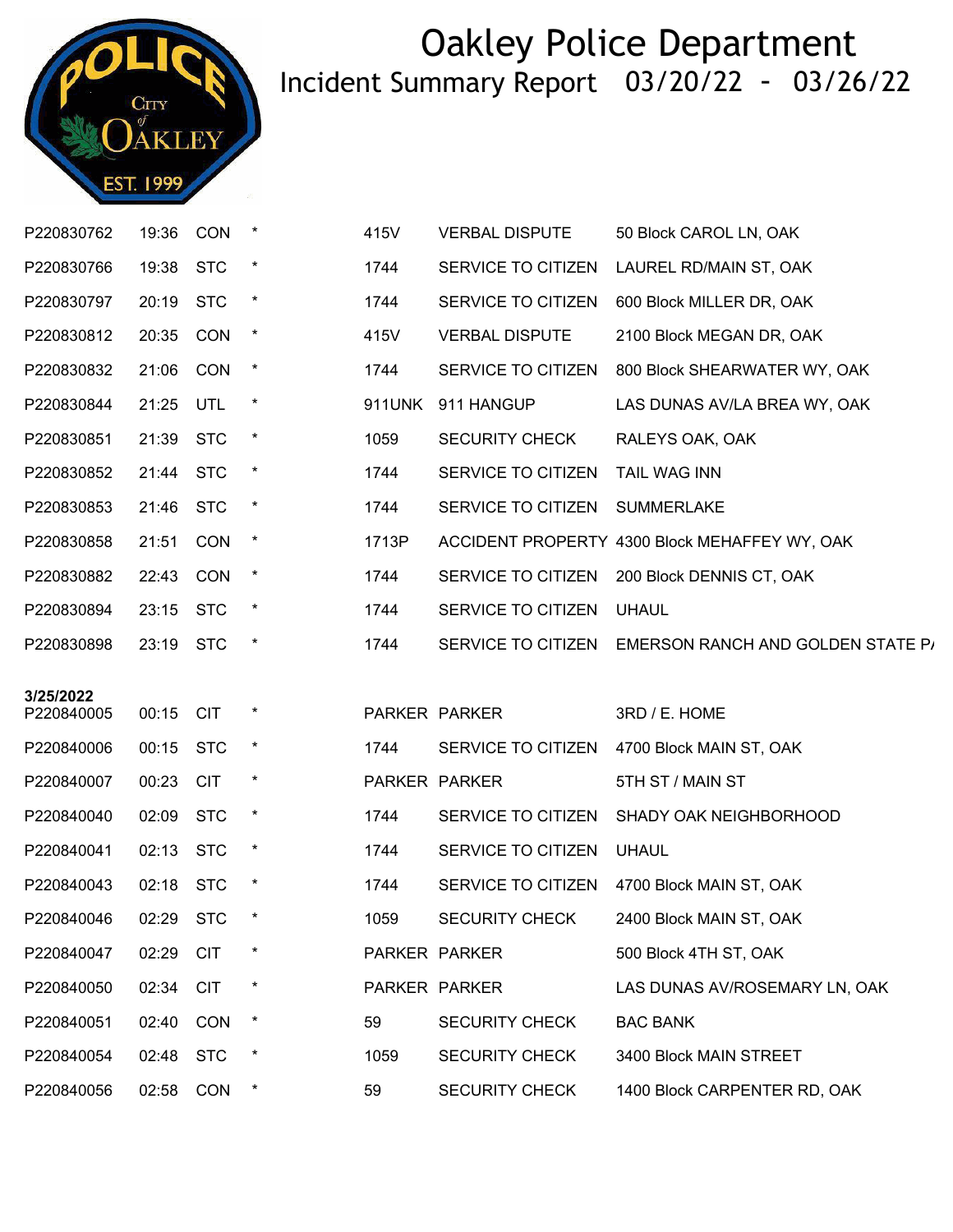# Oakley Police Department

## Incident Summary Report 03/20/22 - 03/26/22

| | | | | | | |
|---|---|---|---|---|---|---|
| P220830762 | 19:36 | CON | * | 415V | VERBAL DISPUTE | 50 Block CAROL LN, OAK |
| P220830766 | 19:38 | STC | * | 1744 | SERVICE TO CITIZEN | LAUREL RD/MAIN ST, OAK |
| P220830797 | 20:19 | STC | * | 1744 | SERVICE TO CITIZEN | 600 Block MILLER DR, OAK |
| P220830812 | 20:35 | CON | * | 415V | VERBAL DISPUTE | 2100 Block MEGAN DR, OAK |
| P220830832 | 21:06 | CON | * | 1744 | SERVICE TO CITIZEN | 800 Block SHEARWATER WY, OAK |
| P220830844 | 21:25 | UTL | * | 911UNK | 911 HANGUP | LAS DUNAS AV/LA BREA WY, OAK |
| P220830851 | 21:39 | STC | * | 1059 | SECURITY CHECK | RALEYS OAK, OAK |
| P220830852 | 21:44 | STC | * | 1744 | SERVICE TO CITIZEN | TAIL WAG INN |
| P220830853 | 21:46 | STC | * | 1744 | SERVICE TO CITIZEN | SUMMERLAKE |
| P220830858 | 21:51 | CON | * | 1713P | ACCIDENT PROPERTY | 4300 Block MEHAFFEY WY, OAK |
| P220830882 | 22:43 | CON | * | 1744 | SERVICE TO CITIZEN | 200 Block DENNIS CT, OAK |
| P220830894 | 23:15 | STC | * | 1744 | SERVICE TO CITIZEN | UHAUL |
| P220830898 | 23:19 | STC | * | 1744 | SERVICE TO CITIZEN | EMERSON RANCH AND GOLDEN STATE P/ |
| **3/25/2022** | | | | | | |
| P220840005 | 00:15 | CIT | * | PARKER | PARKER | 3RD / E. HOME |
| P220840006 | 00:15 | STC | * | 1744 | SERVICE TO CITIZEN | 4700 Block MAIN ST, OAK |
| P220840007 | 00:23 | CIT | * | PARKER | PARKER | 5TH ST / MAIN ST |
| P220840040 | 02:09 | STC | * | 1744 | SERVICE TO CITIZEN | SHADY OAK NEIGHBORHOOD |
| P220840041 | 02:13 | STC | * | 1744 | SERVICE TO CITIZEN | UHAUL |
| P220840043 | 02:18 | STC | * | 1744 | SERVICE TO CITIZEN | 4700 Block MAIN ST, OAK |
| P220840046 | 02:29 | STC | * | 1059 | SECURITY CHECK | 2400 Block MAIN ST, OAK |
| P220840047 | 02:29 | CIT | * | PARKER | PARKER | 500 Block 4TH ST, OAK |
| P220840050 | 02:34 | CIT | * | PARKER | PARKER | LAS DUNAS AV/ROSEMARY LN, OAK |
| P220840051 | 02:40 | CON | * | 59 | SECURITY CHECK | BAC BANK |
| P220840054 | 02:48 | STC | * | 1059 | SECURITY CHECK | 3400 Block MAIN STREET |
| P220840056 | 02:58 | CON | * | 59 | SECURITY CHECK | 1400 Block CARPENTER RD, OAK |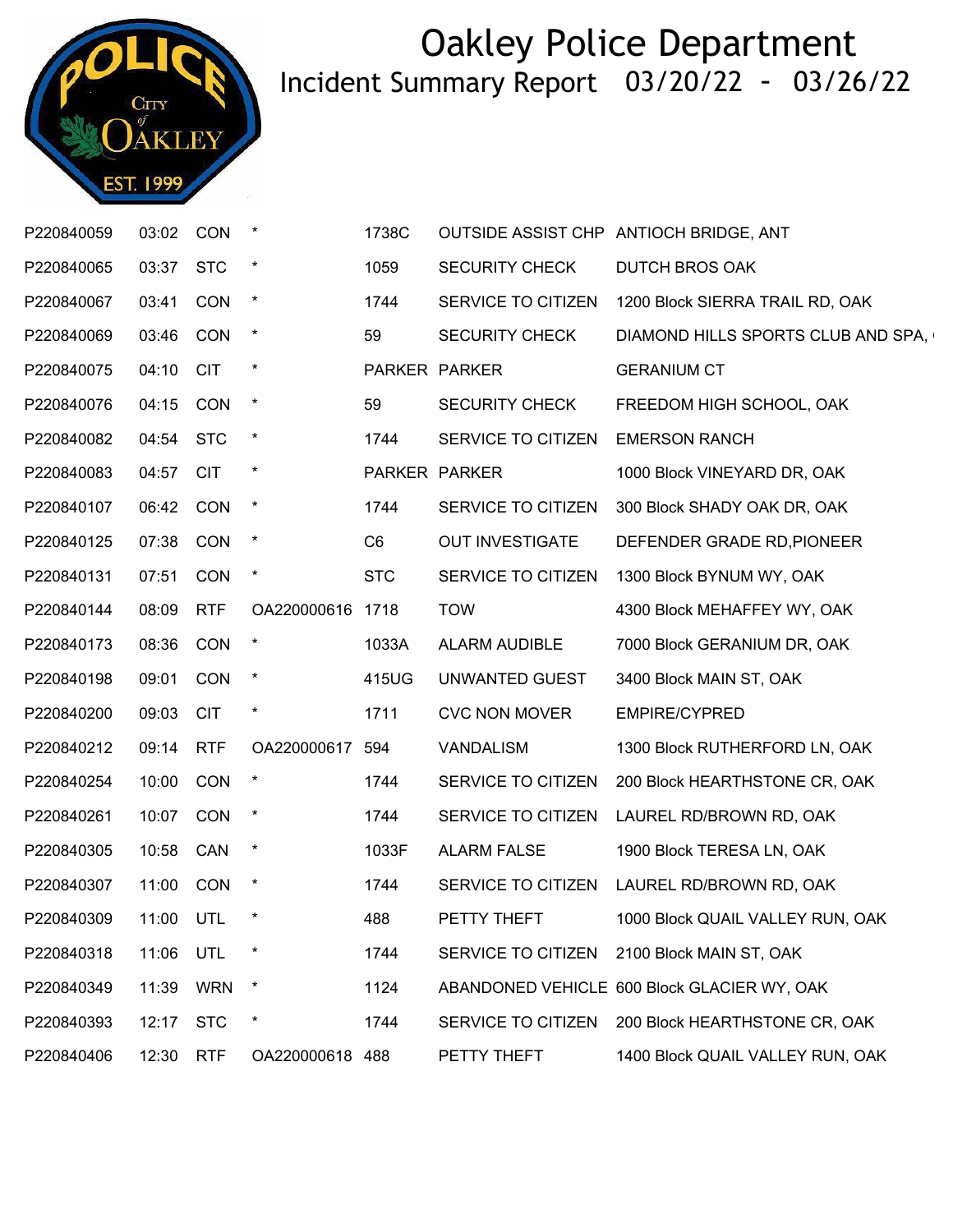# Oakley Police Department

## Incident Summary Report 03/20/22 - 03/26/22

| | | | | | | |
|---|---|---|---|---|---|---|
| P220840059 | 03:02 | CON | * | 1738C | OUTSIDE ASSIST CHP | ANTIOCH BRIDGE, ANT |
| P220840065 | 03:37 | STC | * | 1059 | SECURITY CHECK | DUTCH BROS OAK |
| P220840067 | 03:41 | CON | * | 1744 | SERVICE TO CITIZEN | 1200 Block SIERRA TRAIL RD, OAK |
| P220840069 | 03:46 | CON | * | 59 | SECURITY CHECK | DIAMOND HILLS SPORTS CLUB AND SPA, |
| P220840075 | 04:10 | CIT | * | PARKER | PARKER | GERANIUM CT |
| P220840076 | 04:15 | CON | * | 59 | SECURITY CHECK | FREEDOM HIGH SCHOOL, OAK |
| P220840082 | 04:54 | STC | * | 1744 | SERVICE TO CITIZEN | EMERSON RANCH |
| P220840083 | 04:57 | CIT | * | PARKER | PARKER | 1000 Block VINEYARD DR, OAK |
| P220840107 | 06:42 | CON | * | 1744 | SERVICE TO CITIZEN | 300 Block SHADY OAK DR, OAK |
| P220840125 | 07:38 | CON | * | C6 | OUT INVESTIGATE | DEFENDER GRADE RD,PIONEER |
| P220840131 | 07:51 | CON | * | STC | SERVICE TO CITIZEN | 1300 Block BYNUM WY, OAK |
| P220840144 | 08:09 | RTF | OA220000616 | 1718 | TOW | 4300 Block MEHAFFEY WY, OAK |
| P220840173 | 08:36 | CON | * | 1033A | ALARM AUDIBLE | 7000 Block GERANIUM DR, OAK |
| P220840198 | 09:01 | CON | * | 415UG | UNWANTED GUEST | 3400 Block MAIN ST, OAK |
| P220840200 | 09:03 | CIT | * | 1711 | CVC NON MOVER | EMPIRE/CYPRED |
| P220840212 | 09:14 | RTF | OA220000617 | 594 | VANDALISM | 1300 Block RUTHERFORD LN, OAK |
| P220840254 | 10:00 | CON | * | 1744 | SERVICE TO CITIZEN | 200 Block HEARTHSTONE CR, OAK |
| P220840261 | 10:07 | CON | * | 1744 | SERVICE TO CITIZEN | LAUREL RD/BROWN RD, OAK |
| P220840305 | 10:58 | CAN | * | 1033F | ALARM FALSE | 1900 Block TERESA LN, OAK |
| P220840307 | 11:00 | CON | * | 1744 | SERVICE TO CITIZEN | LAUREL RD/BROWN RD, OAK |
| P220840309 | 11:00 | UTL | * | 488 | PETTY THEFT | 1000 Block QUAIL VALLEY RUN, OAK |
| P220840318 | 11:06 | UTL | * | 1744 | SERVICE TO CITIZEN | 2100 Block MAIN ST, OAK |
| P220840349 | 11:39 | WRN | * | 1124 | ABANDONED VEHICLE | 600 Block GLACIER WY, OAK |
| P220840393 | 12:17 | STC | * | 1744 | SERVICE TO CITIZEN | 200 Block HEARTHSTONE CR, OAK |
| P220840406 | 12:30 | RTF | OA220000618 | 488 | PETTY THEFT | 1400 Block QUAIL VALLEY RUN, OAK |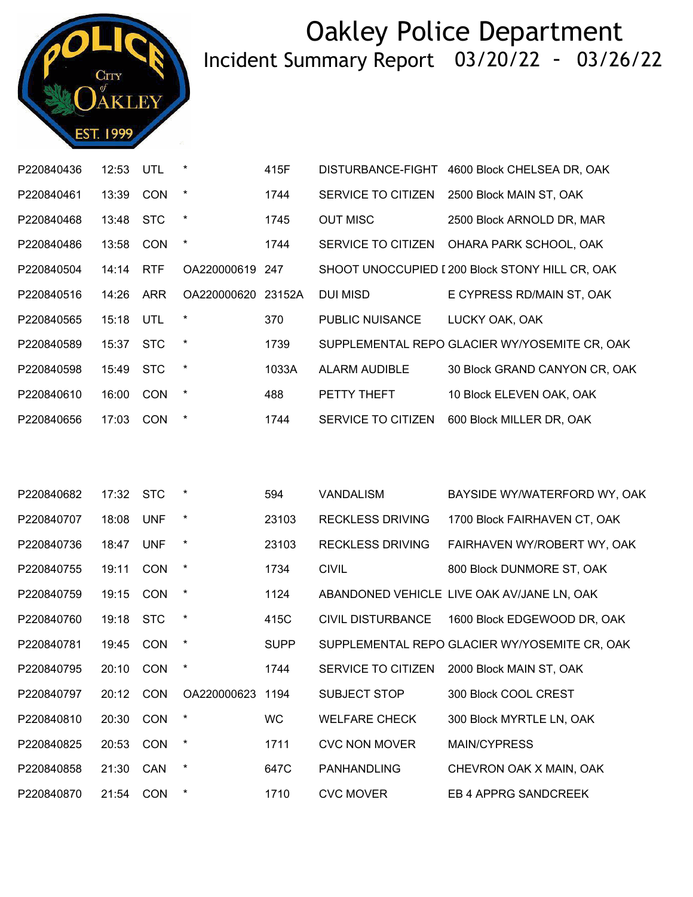# Oakley Police Department

## Incident Summary Report 03/20/22 - 03/26/22

| | | | | | | |
|---|---|---|---|---|---|---|
| P220840436 | 12:53 | UTL | * | 415F | DISTURBANCE-FIGHT | 4600 Block CHELSEA DR, OAK |
| P220840461 | 13:39 | CON | * | 1744 | SERVICE TO CITIZEN | 2500 Block MAIN ST, OAK |
| P220840468 | 13:48 | STC | * | 1745 | OUT MISC | 2500 Block ARNOLD DR, MAR |
| P220840486 | 13:58 | CON | * | 1744 | SERVICE TO CITIZEN | OHARA PARK SCHOOL, OAK |
| P220840504 | 14:14 | RTF | OA220000619 | 247 | SHOOT UNOCCUPIED [ | 200 Block STONY HILL CR, OAK |
| P220840516 | 14:26 | ARR | OA220000620 | 23152A | DUI MISD | E CYPRESS RD/MAIN ST, OAK |
| P220840565 | 15:18 | UTL | * | 370 | PUBLIC NUISANCE | LUCKY OAK, OAK |
| P220840589 | 15:37 | STC | * | 1739 | SUPPLEMENTAL REPO | GLACIER WY/YOSEMITE CR, OAK |
| P220840598 | 15:49 | STC | * | 1033A | ALARM AUDIBLE | 30 Block GRAND CANYON CR, OAK |
| P220840610 | 16:00 | CON | * | 488 | PETTY THEFT | 10 Block ELEVEN OAK, OAK |
| P220840656 | 17:03 | CON | * | 1744 | SERVICE TO CITIZEN | 600 Block MILLER DR, OAK |
| P220840682 | 17:32 | STC | * | 594 | VANDALISM | BAYSIDE WY/WATERFORD WY, OAK |
| P220840707 | 18:08 | UNF | * | 23103 | RECKLESS DRIVING | 1700 Block FAIRHAVEN CT, OAK |
| P220840736 | 18:47 | UNF | * | 23103 | RECKLESS DRIVING | FAIRHAVEN WY/ROBERT WY, OAK |
| P220840755 | 19:11 | CON | * | 1734 | CIVIL | 800 Block DUNMORE ST, OAK |
| P220840759 | 19:15 | CON | * | 1124 | ABANDONED VEHICLE | LIVE OAK AV/JANE LN, OAK |
| P220840760 | 19:18 | STC | * | 415C | CIVIL DISTURBANCE | 1600 Block EDGEWOOD DR, OAK |
| P220840781 | 19:45 | CON | * | SUPP | SUPPLEMENTAL REPO | GLACIER WY/YOSEMITE CR, OAK |
| P220840795 | 20:10 | CON | * | 1744 | SERVICE TO CITIZEN | 2000 Block MAIN ST, OAK |
| P220840797 | 20:12 | CON | OA220000623 | 1194 | SUBJECT STOP | 300 Block COOL CREST |
| P220840810 | 20:30 | CON | * | WC | WELFARE CHECK | 300 Block MYRTLE LN, OAK |
| P220840825 | 20:53 | CON | * | 1711 | CVC NON MOVER | MAIN/CYPRESS |
| P220840858 | 21:30 | CAN | * | 647C | PANHANDLING | CHEVRON OAK X MAIN, OAK |
| P220840870 | 21:54 | CON | * | 1710 | CVC MOVER | EB 4 APPRG SANDCREEK |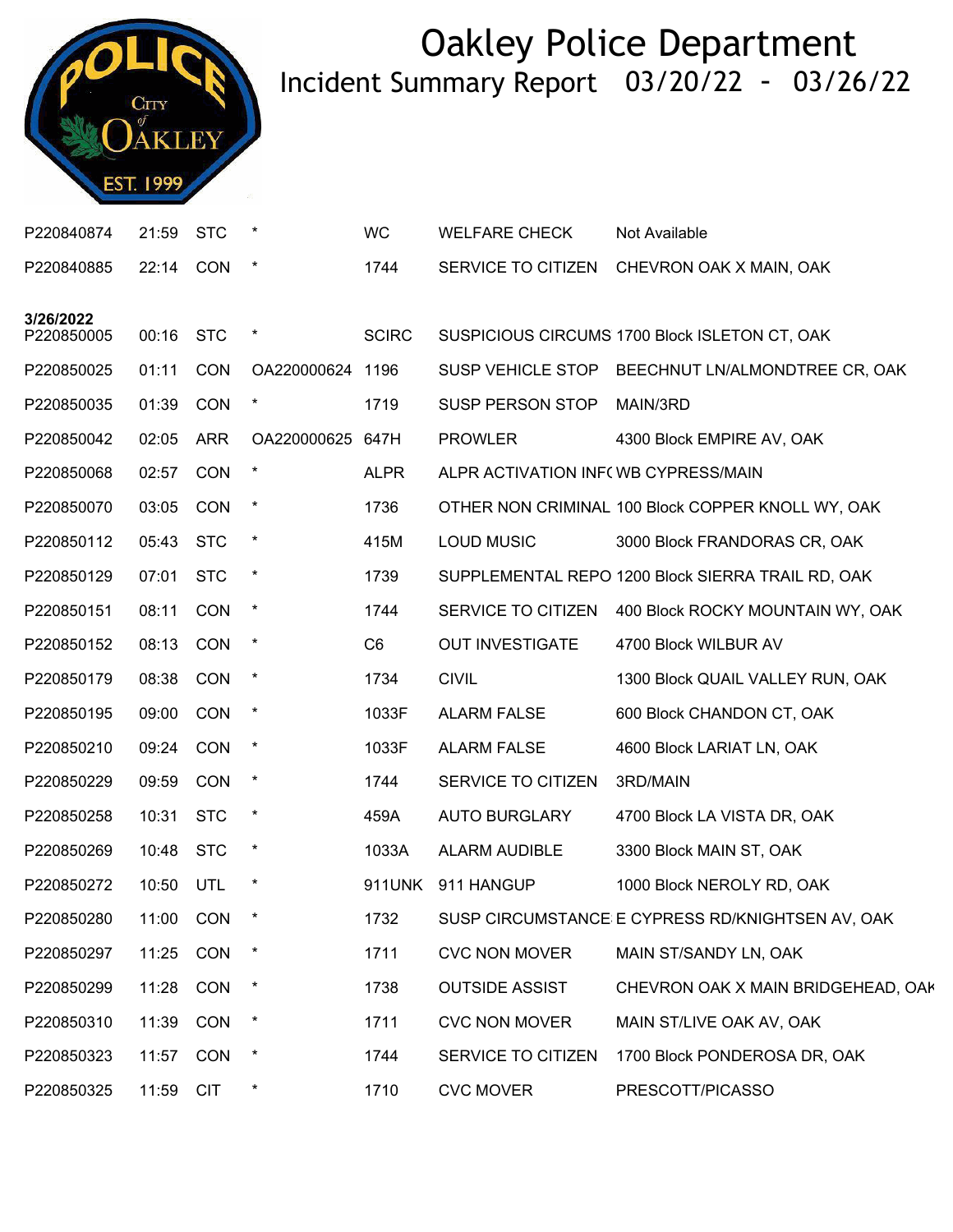# Oakley Police Department

## Incident Summary Report 03/20/22 - 03/26/22

| | | | | | | |
|---|---|---|---|---|---|---|
| P220840874 | 21:59 | STC | * | WC | WELFARE CHECK | Not Available |
| P220840885 | 22:14 | CON | * | 1744 | SERVICE TO CITIZEN | CHEVRON OAK X MAIN, OAK |
| **3/26/2022** | | | | | | |
| P220850005 | 00:16 | STC | * | SCIRC | SUSPICIOUS CIRCUMS | 1700 Block ISLETON CT, OAK |
| P220850025 | 01:11 | CON | OA220000624 | 1196 | SUSP VEHICLE STOP | BEECHNUT LN/ALMONDTREE CR, OAK |
| P220850035 | 01:39 | CON | * | 1719 | SUSP PERSON STOP | MAIN/3RD |
| P220850042 | 02:05 | ARR | OA220000625 | 647H | PROWLER | 4300 Block EMPIRE AV, OAK |
| P220850068 | 02:57 | CON | * | ALPR | ALPR ACTIVATION INF( | WB CYPRESS/MAIN |
| P220850070 | 03:05 | CON | * | 1736 | OTHER NON CRIMINAL | 100 Block COPPER KNOLL WY, OAK |
| P220850112 | 05:43 | STC | * | 415M | LOUD MUSIC | 3000 Block FRANDORAS CR, OAK |
| P220850129 | 07:01 | STC | * | 1739 | SUPPLEMENTAL REPO | 1200 Block SIERRA TRAIL RD, OAK |
| P220850151 | 08:11 | CON | * | 1744 | SERVICE TO CITIZEN | 400 Block ROCKY MOUNTAIN WY, OAK |
| P220850152 | 08:13 | CON | * | C6 | OUT INVESTIGATE | 4700 Block WILBUR AV |
| P220850179 | 08:38 | CON | * | 1734 | CIVIL | 1300 Block QUAIL VALLEY RUN, OAK |
| P220850195 | 09:00 | CON | * | 1033F | ALARM FALSE | 600 Block CHANDON CT, OAK |
| P220850210 | 09:24 | CON | * | 1033F | ALARM FALSE | 4600 Block LARIAT LN, OAK |
| P220850229 | 09:59 | CON | * | 1744 | SERVICE TO CITIZEN | 3RD/MAIN |
| P220850258 | 10:31 | STC | * | 459A | AUTO BURGLARY | 4700 Block LA VISTA DR, OAK |
| P220850269 | 10:48 | STC | * | 1033A | ALARM AUDIBLE | 3300 Block MAIN ST, OAK |
| P220850272 | 10:50 | UTL | * | 911UNK | 911 HANGUP | 1000 Block NEROLY RD, OAK |
| P220850280 | 11:00 | CON | * | 1732 | SUSP CIRCUMSTANCE | E CYPRESS RD/KNIGHTSEN AV, OAK |
| P220850297 | 11:25 | CON | * | 1711 | CVC NON MOVER | MAIN ST/SANDY LN, OAK |
| P220850299 | 11:28 | CON | * | 1738 | OUTSIDE ASSIST | CHEVRON OAK X MAIN BRIDGEHEAD, OAK |
| P220850310 | 11:39 | CON | * | 1711 | CVC NON MOVER | MAIN ST/LIVE OAK AV, OAK |
| P220850323 | 11:57 | CON | * | 1744 | SERVICE TO CITIZEN | 1700 Block PONDEROSA DR, OAK |
| P220850325 | 11:59 | CIT | * | 1710 | CVC MOVER | PRESCOTT/PICASSO |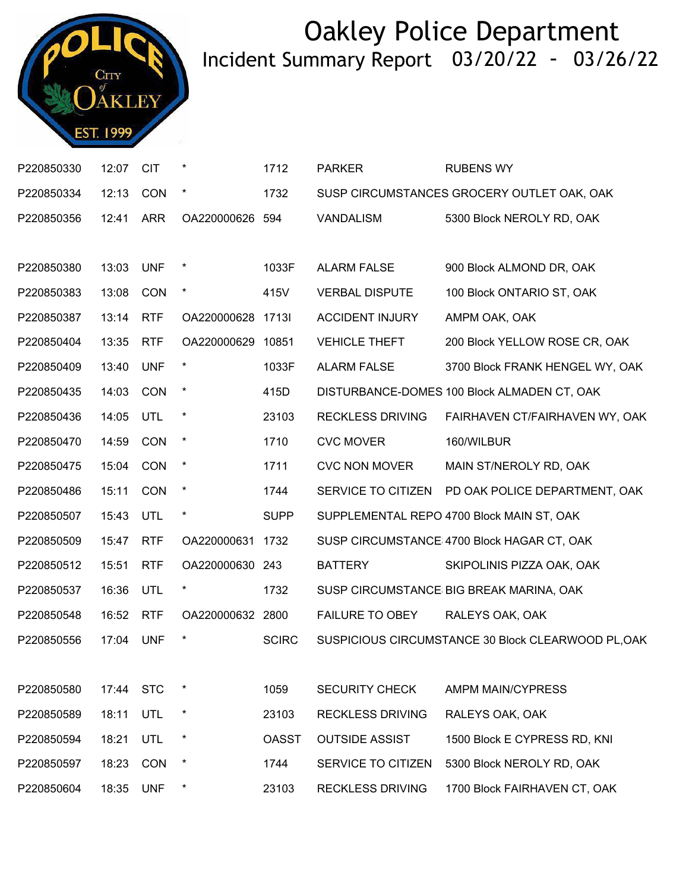# Oakley Police Department

## Incident Summary Report 03/20/22 - 03/26/22

| | | | | | | |
|---|---|---|---|---|---|---|
| P220850330 | 12:07 | CIT | * | 1712 | PARKER | RUBENS WY |
| P220850334 | 12:13 | CON | * | 1732 | SUSP CIRCUMSTANCES | GROCERY OUTLET OAK, OAK |
| P220850356 | 12:41 | ARR | OA220000626 | 594 | VANDALISM | 5300 Block NEROLY RD, OAK |
| P220850380 | 13:03 | UNF | * | 1033F | ALARM FALSE | 900 Block ALMOND DR, OAK |
| P220850383 | 13:08 | CON | * | 415V | VERBAL DISPUTE | 100 Block ONTARIO ST, OAK |
| P220850387 | 13:14 | RTF | OA220000628 | 1713I | ACCIDENT INJURY | AMPM OAK, OAK |
| P220850404 | 13:35 | RTF | OA220000629 | 10851 | VEHICLE THEFT | 200 Block YELLOW ROSE CR, OAK |
| P220850409 | 13:40 | UNF | * | 1033F | ALARM FALSE | 3700 Block FRANK HENGEL WY, OAK |
| P220850435 | 14:03 | CON | * | 415D | DISTURBANCE-DOMES | 100 Block ALMADEN CT, OAK |
| P220850436 | 14:05 | UTL | * | 23103 | RECKLESS DRIVING | FAIRHAVEN CT/FAIRHAVEN WY, OAK |
| P220850470 | 14:59 | CON | * | 1710 | CVC MOVER | 160/WILBUR |
| P220850475 | 15:04 | CON | * | 1711 | CVC NON MOVER | MAIN ST/NEROLY RD, OAK |
| P220850486 | 15:11 | CON | * | 1744 | SERVICE TO CITIZEN | PD OAK POLICE DEPARTMENT, OAK |
| P220850507 | 15:43 | UTL | * | SUPP | SUPPLEMENTAL REPO | 4700 Block MAIN ST, OAK |
| P220850509 | 15:47 | RTF | OA220000631 | 1732 | SUSP CIRCUMSTANCE | 4700 Block HAGAR CT, OAK |
| P220850512 | 15:51 | RTF | OA220000630 | 243 | BATTERY | SKIPOLINIS PIZZA OAK, OAK |
| P220850537 | 16:36 | UTL | * | 1732 | SUSP CIRCUMSTANCE | BIG BREAK MARINA, OAK |
| P220850548 | 16:52 | RTF | OA220000632 | 2800 | FAILURE TO OBEY | RALEYS OAK, OAK |
| P220850556 | 17:04 | UNF | * | SCIRC | SUSPICIOUS CIRCUMSTANCE | 30 Block CLEARWOOD PL,OAK |
| P220850580 | 17:44 | STC | * | 1059 | SECURITY CHECK | AMPM MAIN/CYPRESS |
| P220850589 | 18:11 | UTL | * | 23103 | RECKLESS DRIVING | RALEYS OAK, OAK |
| P220850594 | 18:21 | UTL | * | OASST | OUTSIDE ASSIST | 1500 Block E CYPRESS RD, KNI |
| P220850597 | 18:23 | CON | * | 1744 | SERVICE TO CITIZEN | 5300 Block NEROLY RD, OAK |
| P220850604 | 18:35 | UNF | * | 23103 | RECKLESS DRIVING | 1700 Block FAIRHAVEN CT, OAK |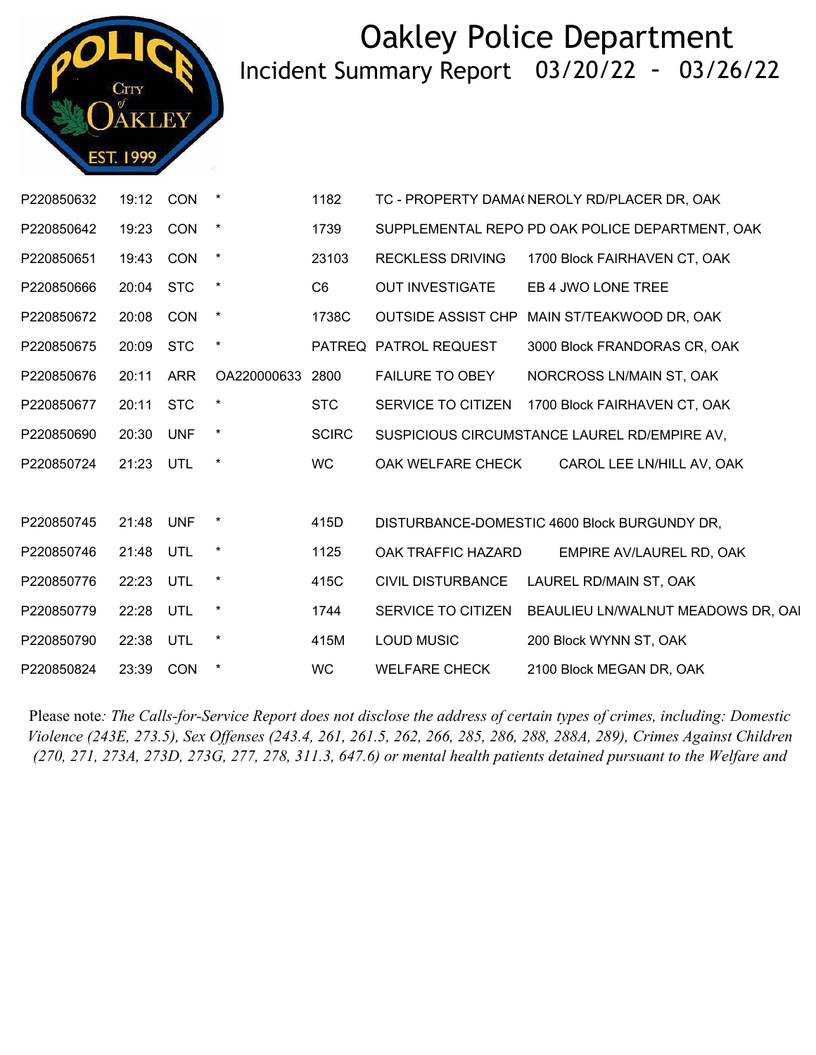# Oakley Police Department

## Incident Summary Report 03/20/22 - 03/26/22

| | | | | | | |
|---|---|---|---|---|---|---|
| P220850632 | 19:12 | CON | * | 1182 | TC - PROPERTY DAMA( | NEROLY RD/PLACER DR, OAK |
| P220850642 | 19:23 | CON | * | 1739 | SUPPLEMENTAL REPO | PD OAK POLICE DEPARTMENT, OAK |
| P220850651 | 19:43 | CON | * | 23103 | RECKLESS DRIVING | 1700 Block FAIRHAVEN CT, OAK |
| P220850666 | 20:04 | STC | * | C6 | OUT INVESTIGATE | EB 4 JWO LONE TREE |
| P220850672 | 20:08 | CON | * | 1738C | OUTSIDE ASSIST CHP | MAIN ST/TEAKWOOD DR, OAK |
| P220850675 | 20:09 | STC | * | PATREQ | PATROL REQUEST | 3000 Block FRANDORAS CR, OAK |
| P220850676 | 20:11 | ARR | OA220000633 | 2800 | FAILURE TO OBEY | NORCROSS LN/MAIN ST, OAK |
| P220850677 | 20:11 | STC | * | STC | SERVICE TO CITIZEN | 1700 Block FAIRHAVEN CT, OAK |
| P220850690 | 20:30 | UNF | * | SCIRC | SUSPICIOUS CIRCUMSTANCE | LAUREL RD/EMPIRE AV, |
| P220850724 | 21:23 | UTL | * | WC | OAK WELFARE CHECK | CAROL LEE LN/HILL AV, OAK |
| P220850745 | 21:48 | UNF | * | 415D | DISTURBANCE-DOMESTIC | 4600 Block BURGUNDY DR, |
| P220850746 | 21:48 | UTL | * | 1125 | OAK TRAFFIC HAZARD | EMPIRE AV/LAUREL RD, OAK |
| P220850776 | 22:23 | UTL | * | 415C | CIVIL DISTURBANCE | LAUREL RD/MAIN ST, OAK |
| P220850779 | 22:28 | UTL | * | 1744 | SERVICE TO CITIZEN | BEAULIEU LN/WALNUT MEADOWS DR, OAI |
| P220850790 | 22:38 | UTL | * | 415M | LOUD MUSIC | 200 Block WYNN ST, OAK |
| P220850824 | 23:39 | CON | * | WC | WELFARE CHECK | 2100 Block MEGAN DR, OAK |

Please note*: The Calls-for-Service Report does not disclose the address of certain types of crimes, including: Domestic Violence (243E, 273.5), Sex Offenses (243.4, 261, 261.5, 262, 266, 285, 286, 288, 288A, 289), Crimes Against Children (270, 271, 273A, 273D, 273G, 277, 278, 311.3, 647.6) or mental health patients detained pursuant to the Welfare and*